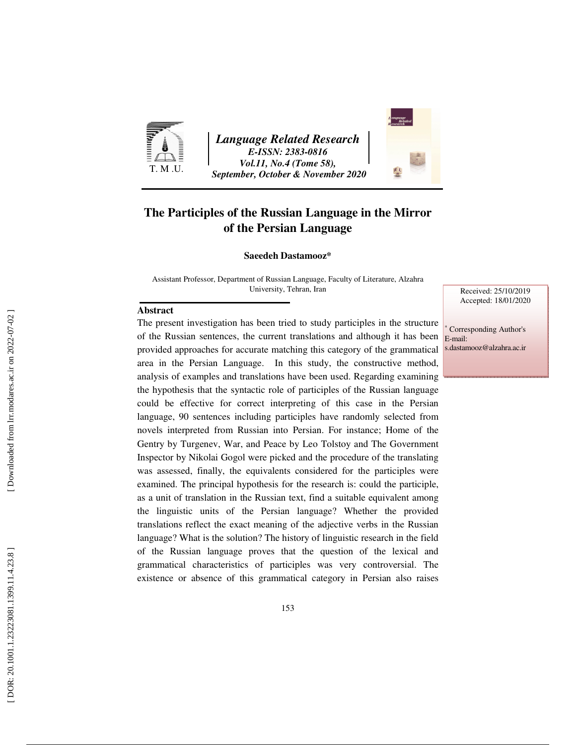# The Participles of the Russian Language in the Mirror of the Persian Language

**Saeedeh Dastamooz***

Assistant Professor, Department of Russian Language, Faculty of Literature, Alzahra University, Tehran, Iran

Received: 25/10/2019
Accepted: 18/01/2020

* Corresponding Author's
E-mail:
s.dastamooz@alzahra.ac.ir

## Abstract

The present investigation has been tried to study participles in the structure of the Russian sentences, the current translations and although it has been provided approaches for accurate matching this category of the grammatical area in the Persian Language. In this study, the constructive method, analysis of examples and translations have been used. Regarding examining the hypothesis that the syntactic role of participles of the Russian language could be effective for correct interpreting of this case in the Persian language, 90 sentences including participles have randomly selected from novels interpreted from Russian into Persian. For instance; Home of the Gentry by Turgenev, War, and Peace by Leo Tolstoy and The Government Inspector by Nikolai Gogol were picked and the procedure of the translating was assessed, finally, the equivalents considered for the participles were examined. The principal hypothesis for the research is: could the participle, as a unit of translation in the Russian text, find a suitable equivalent among the linguistic units of the Persian language? Whether the provided translations reflect the exact meaning of the adjective verbs in the Russian language? What is the solution? The history of linguistic research in the field of the Russian language proves that the question of the lexical and grammatical characteristics of participles was very controversial. The existence or absence of this grammatical category in Persian also raises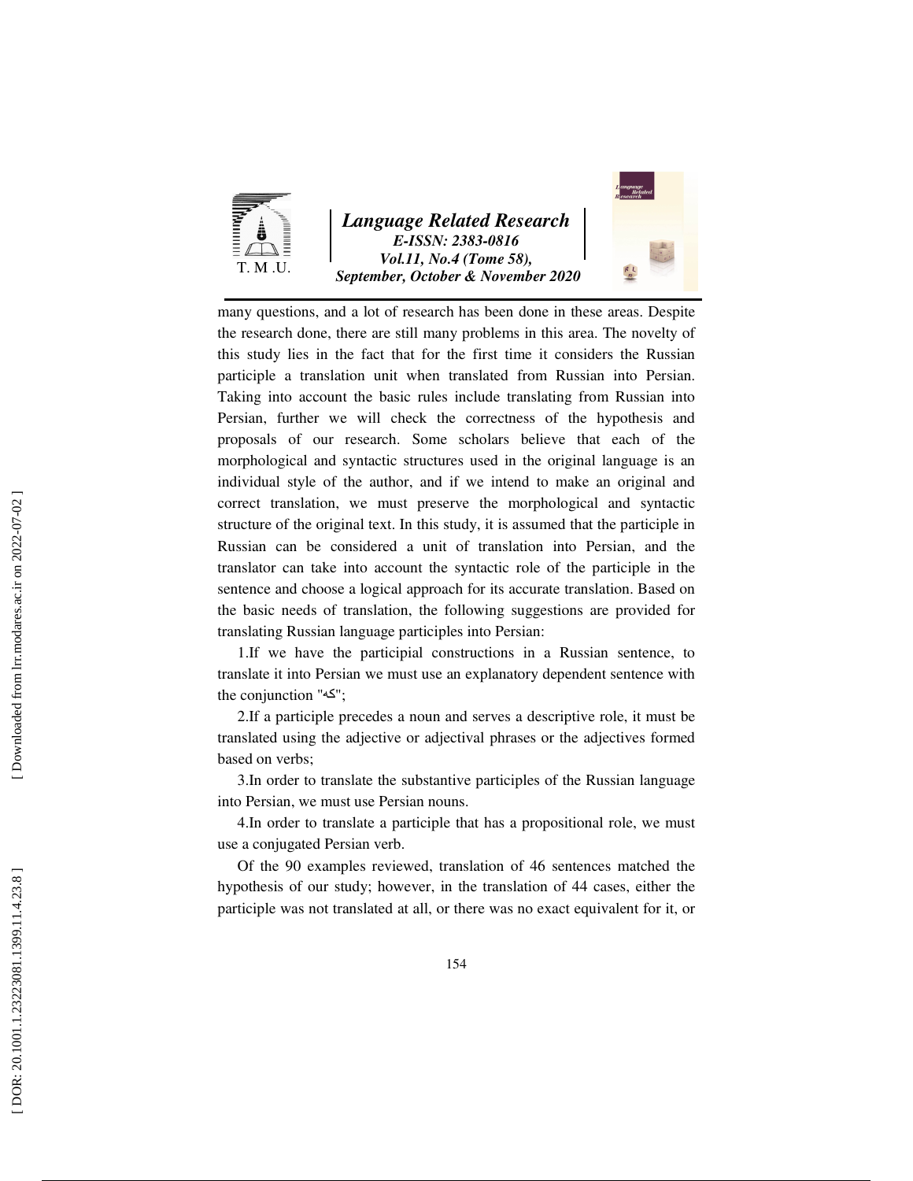many questions, and a lot of research has been done in these areas. Despite the research done, there are still many problems in this area. The novelty of this study lies in the fact that for the first time it considers the Russian participle a translation unit when translated from Russian into Persian. Taking into account the basic rules include translating from Russian into Persian, further we will check the correctness of the hypothesis and proposals of our research. Some scholars believe that each of the morphological and syntactic structures used in the original language is an individual style of the author, and if we intend to make an original and correct translation, we must preserve the morphological and syntactic structure of the original text. In this study, it is assumed that the participle in Russian can be considered a unit of translation into Persian, and the translator can take into account the syntactic role of the participle in the sentence and choose a logical approach for its accurate translation. Based on the basic needs of translation, the following suggestions are provided for translating Russian language participles into Persian:

1.If we have the participial constructions in a Russian sentence, to translate it into Persian we must use an explanatory dependent sentence with the conjunction "که";

2.If a participle precedes a noun and serves a descriptive role, it must be translated using the adjective or adjectival phrases or the adjectives formed based on verbs;

3.In order to translate the substantive participles of the Russian language into Persian, we must use Persian nouns.

4.In order to translate a participle that has a propositional role, we must use a conjugated Persian verb.

Of the 90 examples reviewed, translation of 46 sentences matched the hypothesis of our study; however, in the translation of 44 cases, either the participle was not translated at all, or there was no exact equivalent for it, or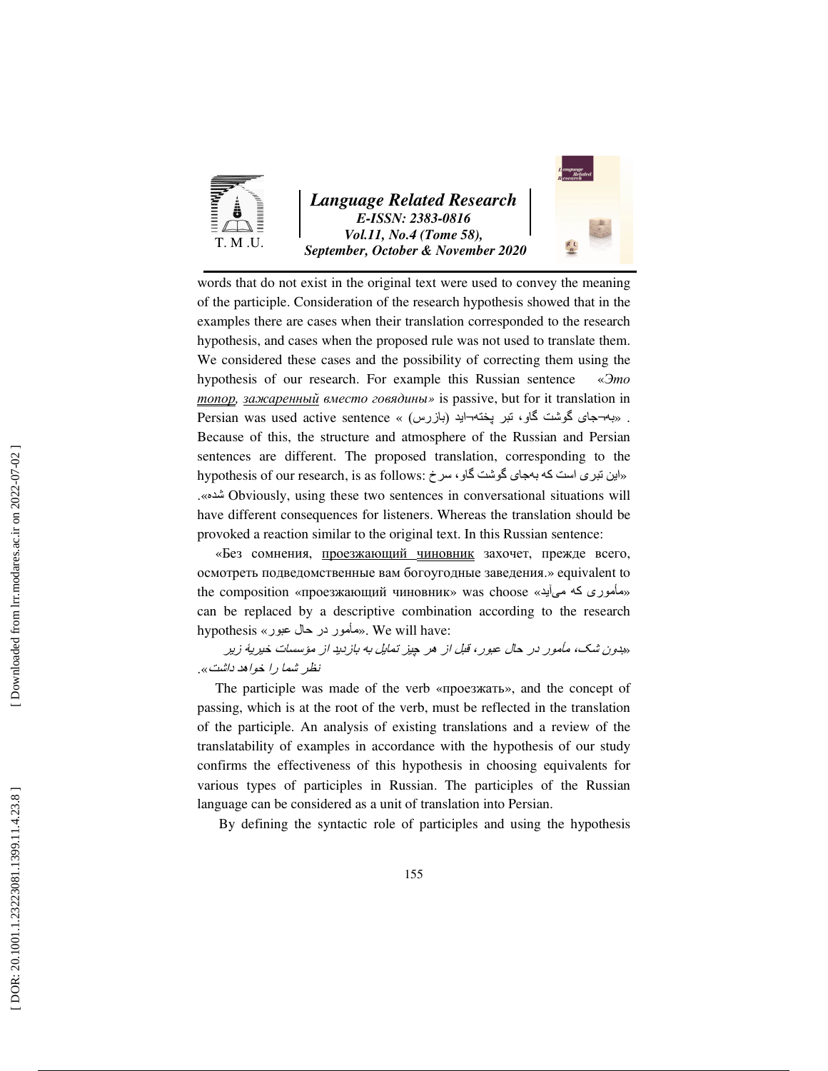words that do not exist in the original text were used to convey the meaning of the participle. Consideration of the research hypothesis showed that in the examples there are cases when their translation corresponded to the research hypothesis, and cases when the proposed rule was not used to translate them. We considered these cases and the possibility of correcting them using the hypothesis of our research. For example this Russian sentence «*Это топор, зажаренный вместо говядины*» is passive, but for it translation in Persian was used active sentence « (بازرس) به¬جای گوشت گاو، تبر پخته¬اید» . Because of this, the structure and atmosphere of the Russian and Persian sentences are different. The proposed translation, corresponding to the hypothesis of our research, is as follows: «این تبری است که به‌جای گوشت گاو، سرخ شده». Obviously, using these two sentences in conversational situations will have different consequences for listeners. Whereas the translation should be provoked a reaction similar to the original text. In this Russian sentence:

«Без сомнения, проезжающий чиновник захочет, прежде всего, осмотреть подведомственные вам богоугодные заведения.» equivalent to the composition «проезжающий чиновник» was choose «مأموری که می‌آید» can be replaced by a descriptive combination according to the research hypothesis «مأمور در حال عبور». We will have:

*«بدون شک، مأمور در حال عبور، قبل از هر چیز تمایل به بازدید از مؤسسات خیریهٔ زیر نظر شما را خواهد داشت».*

The participle was made of the verb «проезжать», and the concept of passing, which is at the root of the verb, must be reflected in the translation of the participle. An analysis of existing translations and a review of the translatability of examples in accordance with the hypothesis of our study confirms the effectiveness of this hypothesis in choosing equivalents for various types of participles in Russian. The participles of the Russian language can be considered as a unit of translation into Persian.

By defining the syntactic role of participles and using the hypothesis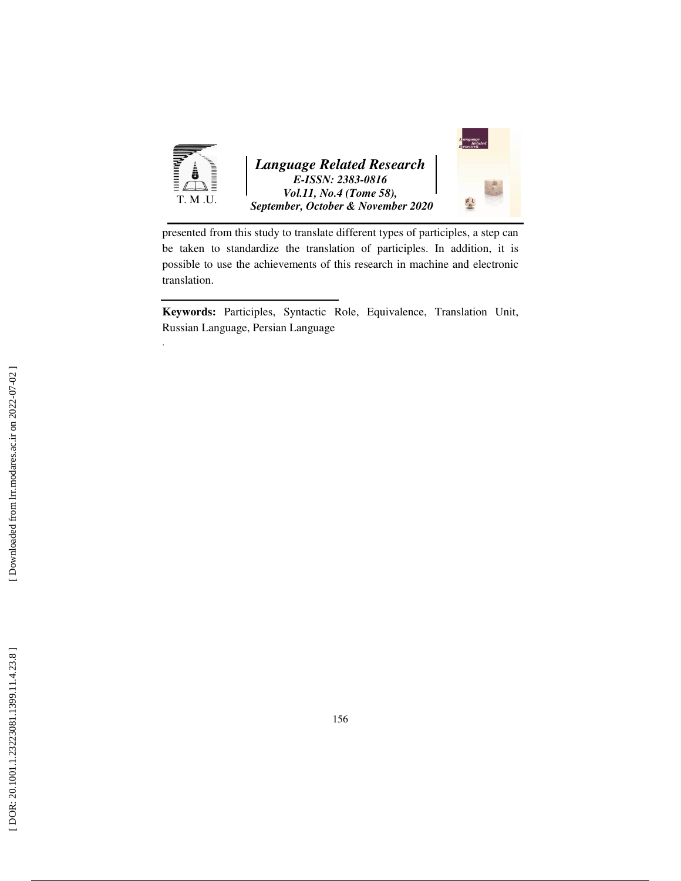presented from this study to translate different types of participles, a step can be taken to standardize the translation of participles. In addition, it is possible to use the achievements of this research in machine and electronic translation.

**Keywords:** Participles, Syntactic Role, Equivalence, Translation Unit, Russian Language, Persian Language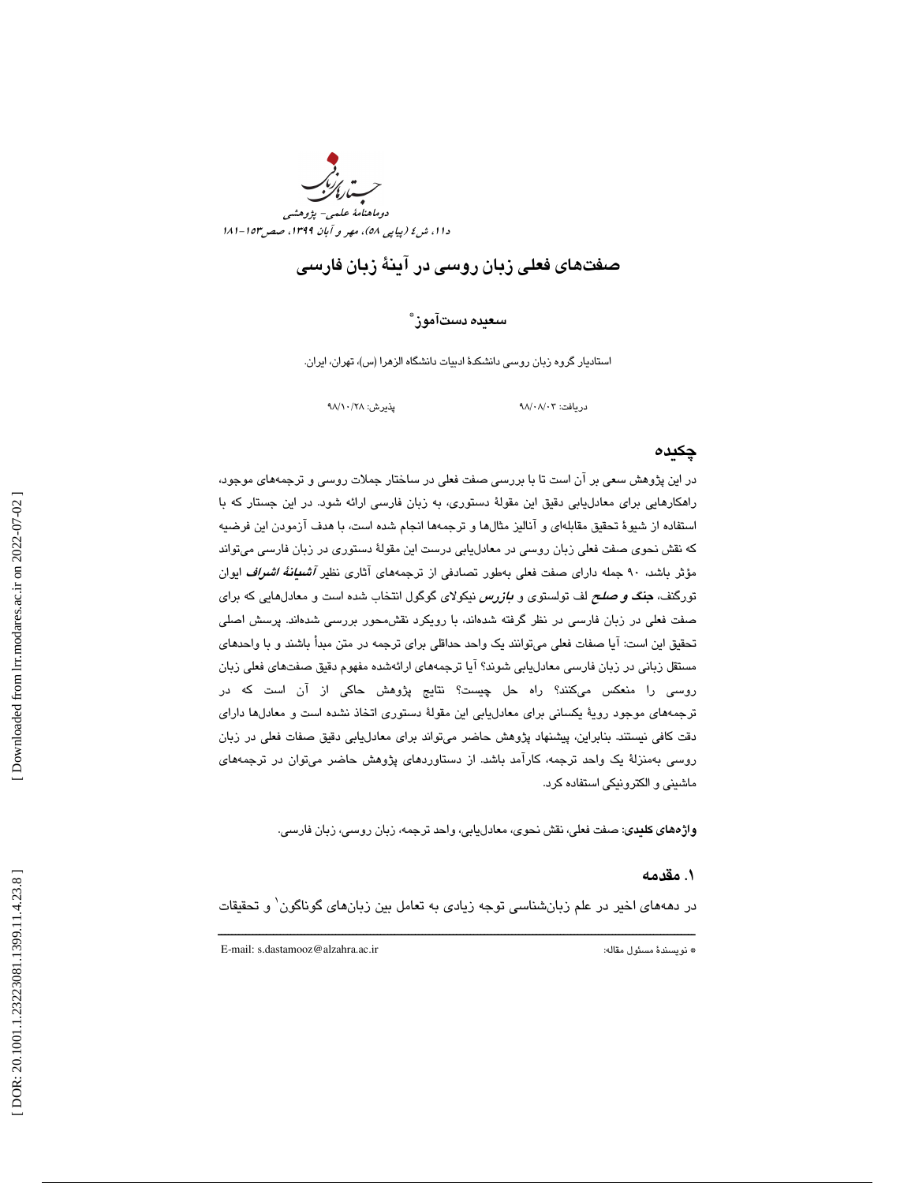# صفت‌های فعلی زبان روسی در آینهٔ زبان فارسی

**سعیده دست‌آموز***

استادیار گروه زبان روسی دانشکدهٔ ادبیات دانشگاه الزهرا (س)، تهران، ایران.

دریافت: ۹۸/۰۸/۰۳ پذیرش: ۹۸/۱۰/۲۸

## چکیده

در این پژوهش سعی بر آن است تا با بررسی صفت فعلی در ساختار جملات روسی و ترجمه‌های موجود، راهکارهایی برای معادل‌یابی دقیق این مقولهٔ دستوری، به زبان فارسی ارائه شود. در این جستار که با استفاده از شیوهٔ تحقیق مقابله‌ای و آنالیز مثال‌ها و ترجمه‌ها انجام شده است، با هدف آزمودن این فرضیه که نقش نحوی صفت فعلی زبان روسی در معادل‌یابی درست این مقولهٔ دستوری در زبان فارسی می‌تواند مؤثر باشد، ۹۰ جمله دارای صفت فعلی به‌طور تصادفی از ترجمه‌های آثاری نظیر ***آشیانهٔ اشراف*** ایوان تورگنف، ***جنگ و صلح*** لف تولستوی و ***بازرس*** نیکولای گوگول انتخاب شده است و معادل‌هایی که برای صفت فعلی در زبان فارسی در نظر گرفته شده‌اند، با رویکرد نقش‌محور بررسی شده‌اند. پرسش اصلی تحقیق این است: آیا صفات فعلی می‌توانند یک واحد حداقلی برای ترجمه در متن مبدأ باشند و با واحدهای مستقل زبانی در زبان فارسی معادل‌یابی شوند؟ آیا ترجمه‌های ارائه‌شده مفهوم دقیق صفت‌های فعلی زبان روسی را منعکس می‌کنند؟ راه حل چیست؟ نتایج پژوهش حاکی از آن است که در ترجمه‌های موجود رویهٔ یکسانی برای معادل‌یابی این مقولهٔ دستوری اتخاذ نشده است و معادل‌ها دارای دقت کافی نیستند. بنابراین، پیشنهاد پژوهش حاضر می‌تواند برای معادل‌یابی دقیق صفات فعلی در زبان روسی به‌منزلهٔ یک واحد ترجمه، کارآمد باشد. از دستاوردهای پژوهش حاضر می‌توان در ترجمه‌های ماشینی و الکترونیکی استفاده کرد.

**واژه‌های کلیدی**: صفت فعلی، نقش نحوی، معادل‌یابی، واحد ترجمه، زبان روسی، زبان فارسی.

## ۱. مقدمه

در دهه‌های اخیر در علم زبان‌شناسی توجه زیادی به تعامل بین زبان‌های گوناگون[1] و تحقیقات

---

* نویسندهٔ مسئول مقاله: E-mail: s.dastamooz@alzahra.ac.ir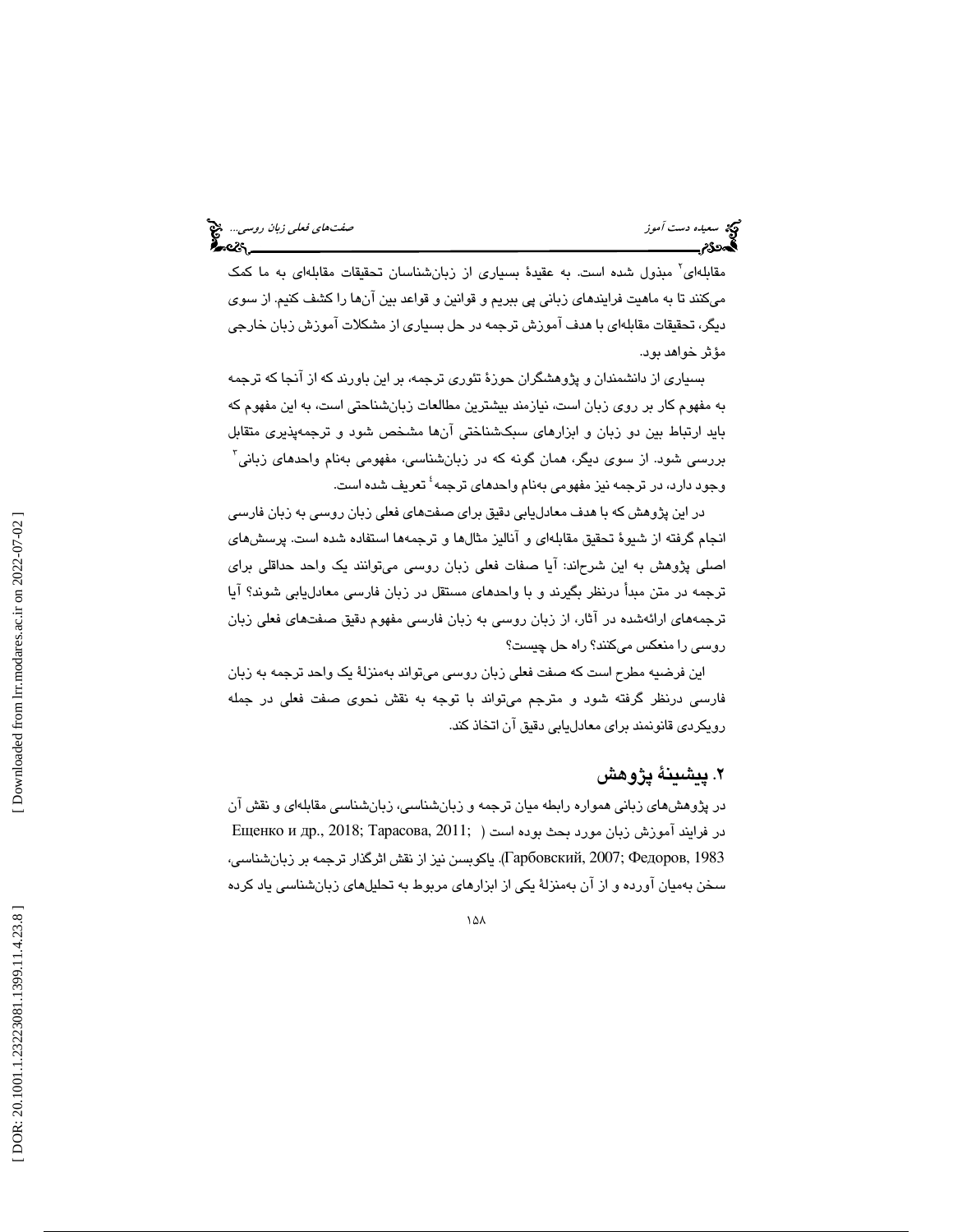مقابله‌ای[2] مبذول شده است. به عقیدۀ بسیاری از زبان‌شناسان تحقیقات مقابله‌ای به ما کمک می‌کنند تا به ماهیت فرایندهای زبانی پی ببریم و قوانین و قواعد بین آن‌ها را کشف کنیم. از سوی دیگر، تحقیقات مقابله‌ای با هدف آموزش ترجمه در حل بسیاری از مشکلات آموزش زبان خارجی مؤثر خواهد بود.

بسیاری از دانشمندان و پژوهشگران حوزۀ تئوری ترجمه، بر این باورند که از آنجا که ترجمه به مفهوم کار بر روی زبان است، نیازمند بیشترین مطالعات زبان‌شناختی است، به این مفهوم که باید ارتباط بین دو زبان و ابزارهای سبک‌شناختی آن‌ها مشخص شود و ترجمه‌پذیری متقابل بررسی شود. از سوی دیگر، همان گونه که در زبان‌شناسی، مفهومی به‌نام واحدهای زبانی[3] وجود دارد، در ترجمه نیز مفهومی به‌نام واحدهای ترجمه[4] تعریف شده است.

در این پژوهش که با هدف معادل‌یابی دقیق برای صفت‌های فعلی زبان روسی به زبان فارسی انجام گرفته از شیوۀ تحقیق مقابله‌ای و آنالیز مثال‌ها و ترجمه‌ها استفاده شده است. پرسش‌های اصلی پژوهش به این شرح‌اند: آیا صفات فعلی زبان روسی می‌توانند یک واحد حداقلی برای ترجمه در متن مبدأ درنظر بگیرند و با واحدهای مستقل در زبان فارسی معادل‌یابی شوند؟ آیا ترجمه‌های ارائه‌شده در آثار، از زبان روسی به زبان فارسی مفهوم دقیق صفت‌های فعلی زبان روسی را منعکس می‌کنند؟ راه حل چیست؟

این فرضیه مطرح است که صفت فعلی زبان روسی می‌تواند به‌منزلۀ یک واحد ترجمه به زبان فارسی درنظر گرفته شود و مترجم می‌تواند با توجه به نقش نحوی صفت فعلی در جمله رویکردی قانونمند برای معادل‌یابی دقیق آن اتخاذ کند.

## ۲. پیشینۀ پژوهش

در پژوهش‌های زبانی همواره رابطه میان ترجمه و زبان‌شناسی، زبان‌شناسی مقابله‌ای و نقش آن در فرایند آموزش زبان مورد بحث بوده است (Ещенко и др., 2018; Тарасова, 2011; Гарбовский, 2007; Федоров, 1983). یاکوبسن نیز از نقش اثرگذار ترجمه بر زبان‌شناسی، سخن به‌میان آورده و از آن به‌منزلۀ یکی از ابزارهای مربوط به تحلیل‌های زبان‌شناسی یاد کرده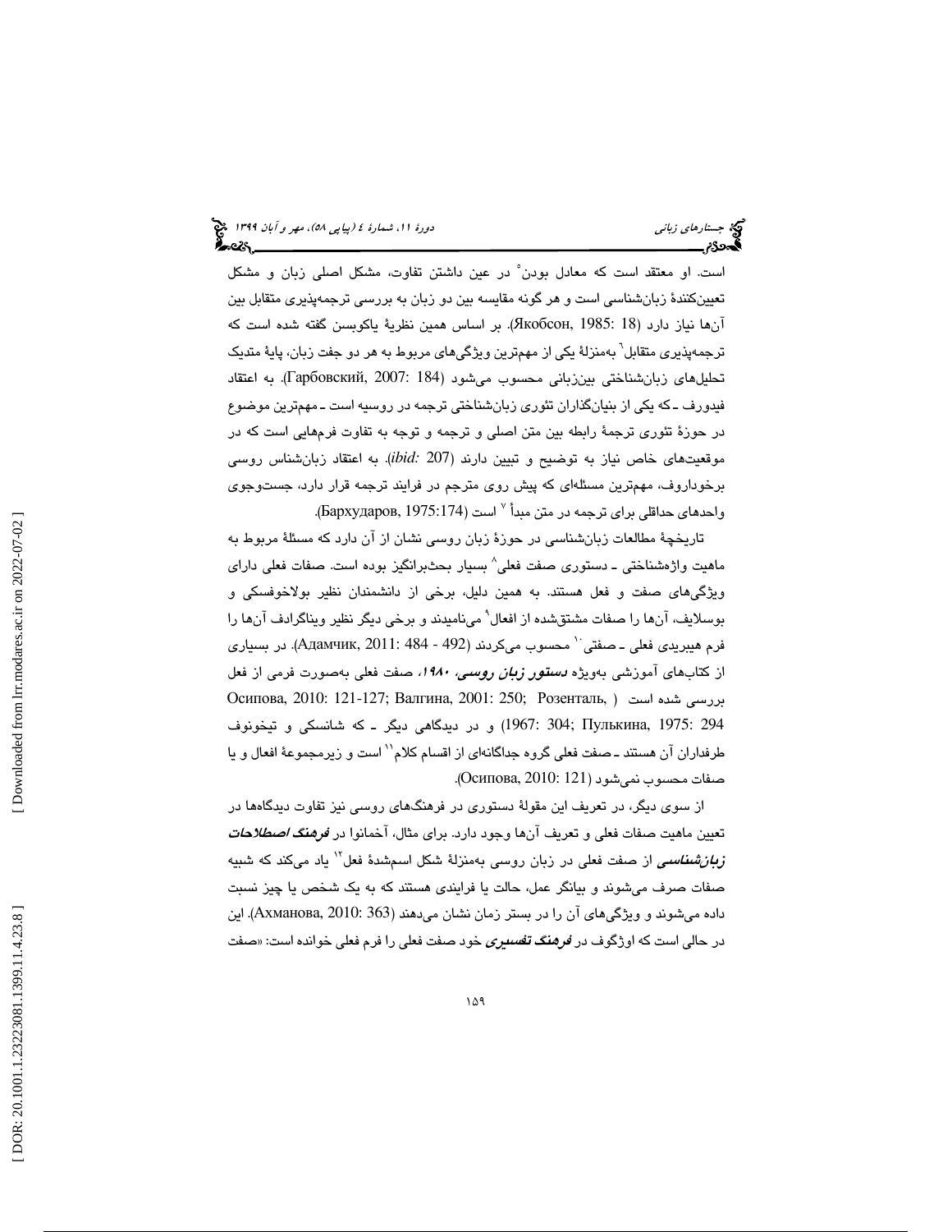است. او معتقد است که معادل بودن[۵] در عین داشتن تفاوت، مشکل اصلی زبان و مشکل تعیین‌کنندهٔ زبان‌شناسی است و هر گونه مقایسه بین دو زبان به بررسی ترجمه‌پذیری متقابل بین آن‌ها نیاز دارد (Якобсон, 1985: 18). بر اساس همین نظریهٔ یاکوبسن گفته شده است که ترجمه‌پذیری متقابل[۶] به‌منزلهٔ یکی از مهم‌ترین ویژگی‌های مربوط به هر دو جفت زبان، پایهٔ متدیک تحلیل‌های زبان‌شناختی بین‌زبانی محسوب می‌شود (Гарбовский, 2007: 184). به اعتقاد فیدورف ـ که یکی از بنیان‌گذاران تئوری زبان‌شناختی ترجمه در روسیه است ـ مهم‌ترین موضوع در حوزهٔ تئوری ترجمهٔ رابطه بین متن اصلی و ترجمه و توجه به تفاوت فرم‌هایی است که در موقعیت‌های خاص نیاز به توضیح و تبیین دارند (*ibid:* 207). به اعتقاد زبان‌شناس روسی برخوداروف، مهم‌ترین مسئله‌ای که پیش روی مترجم در فرایند ترجمه قرار دارد، جست‌وجوی واحدهای حداقلی برای ترجمه در متن مبدأ [۷] است (Бархударов, 1975:174).

تاریخچهٔ مطالعات زبان‌شناسی در حوزهٔ زبان روسی نشان از آن دارد که مسئلهٔ مربوط به ماهیت واژه‌شناختی ـ دستوری صفت فعلی[۸] بسیار بحث‌برانگیز بوده است. صفات فعلی دارای ویژگی‌های صفت و فعل هستند. به همین دلیل، برخی از دانشمندان نظیر بولاخوفسکی و بوسلایف، آن‌ها را صفات مشتق‌شده از افعال[۹] می‌نامیدند و برخی دیگر نظیر ویناگرادف آن‌ها را فرم هیبریدی فعلی ـ صفتی[۱۰] محسوب می‌کردند (Адамчик, 2011: 484 - 492). در بسیاری از کتاب‌های آموزشی به‌ویژه ***دستور زبان روسی، ۱۹۸۰***، صفت فعلی به‌صورت فرمی از فعل بررسی شده است (Осипова, 2010: 121-127; Валгина, 2001: 250; Розенталь, 1967: 304; Пулькина, 1975: 294) و در دیدگاهی دیگر ـ که شانسکی و تیخونوف طرفداران آن هستند ـ صفت فعلی گروه جداگانه‌ای از اقسام کلام[۱۱] است و زیرمجموعهٔ افعال و یا صفات محسوب نمی‌شود (Осипова, 2010: 121).

از سوی دیگر، در تعریف این مقولهٔ دستوری در فرهنگ‌های روسی نیز تفاوت دیدگاه‌ها در تعیین ماهیت صفات فعلی و تعریف آن‌ها وجود دارد. برای مثال، آخمانوا در ***فرهنگ اصطلاحات زبان‌شناسی*** از صفت فعلی در زبان روسی به‌منزلهٔ شکل اسم‌شدهٔ فعل[۱۲] یاد می‌کند که شبیه صفات صرف می‌شوند و بیانگر عمل، حالت یا فرایندی هستند که به یک شخص یا چیز نسبت داده می‌شوند و ویژگی‌های آن را در بستر زمان نشان می‌دهند (Ахманова, 2010: 363). این در حالی است که اوژگوف در ***فرهنگ تفسیری*** خود صفت فعلی را فرم فعلی خوانده است: «صفت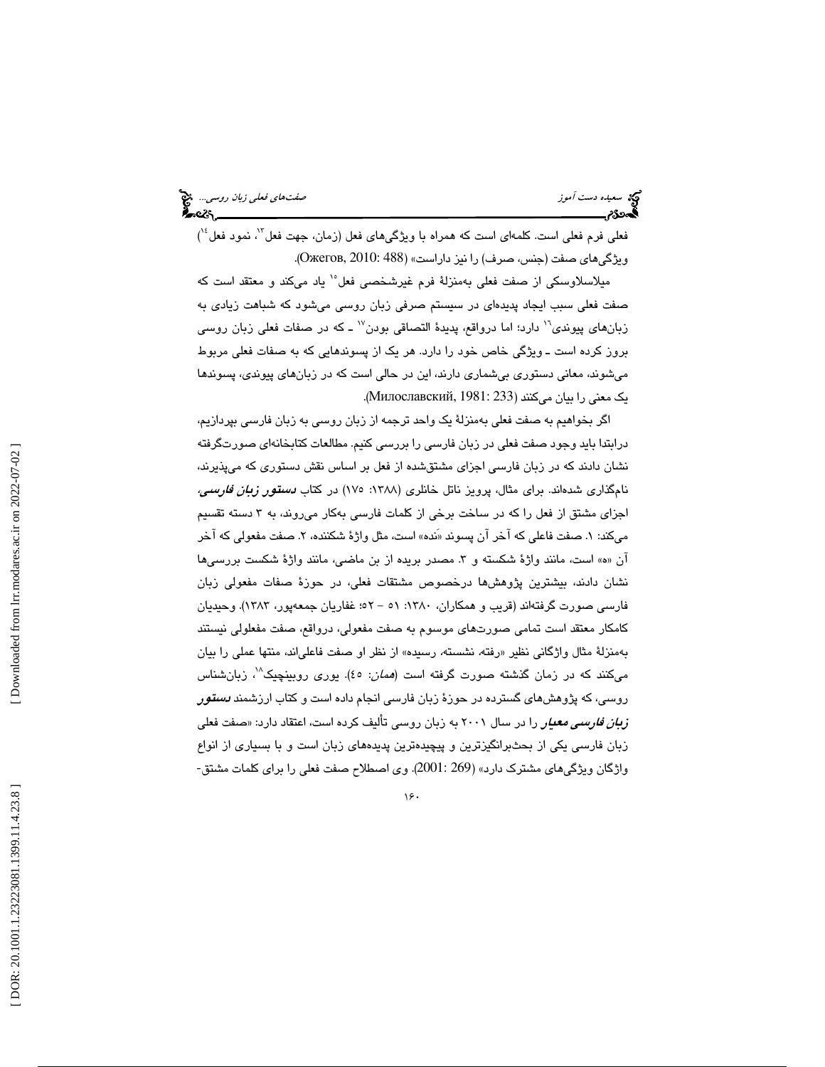فعلی فرم فعلی است. کلمه‌ای است که همراه با ویژگی‌های فعل (زمان، جهت فعل[13]، نمود فعل[14]) ویژگی‌های صفت (جنس، صرف) را نیز داراست» (Ожегов, 2010: 488).

میلاسلاوسکی از صفت فعلی به‌منزلهٔ فرم غیرشخصی فعل[15] یاد می‌کند و معتقد است که صفت فعلی سبب ایجاد پدیده‌ای در سیستم صرفی زبان روسی می‌شود که شباهت زیادی به زبان‌های پیوندی[16] دارد؛ اما درواقع، پدیدهٔ التصاقی بودن[17] ـ که در صفات فعلی زبان روسی بروز کرده است ـ ویژگی خاص خود را دارد. هر یک از پسوندهایی که به صفات فعلی مربوط می‌شوند، معانی دستوری بی‌شماری دارند، این در حالی است که در زبان‌های پیوندی، پسوندها یک معنی را بیان می‌کنند (Милославский, 1981: 233).

اگر بخواهیم به صفت فعلی به‌منزلهٔ یک واحد ترجمه از زبان روسی به زبان فارسی بپردازیم، درابتدا باید وجود صفت فعلی در زبان فارسی را بررسی کنیم. مطالعات کتابخانه‌ای صورت‌گرفته نشان دادند که در زبان فارسی اجزای مشتق‌شده از فعل بر اساس نقش دستوری که می‌پذیرند، نام‌گذاری شده‌اند. برای مثال، پرویز ناتل خانلری (۱۳۸۸: ۱۷۵) در کتاب ***دستور زبان فارسی***، اجزای مشتق از فعل را که در ساخت برخی از کلمات فارسی به‌کار می‌روند، به ۳ دسته تقسیم می‌کند: ۱. صفت فاعلی که آخر آن پسوند «نده» است، مثل واژهٔ شکننده، ۲. صفت مفعولی که آخر آن «ه» است، مانند واژهٔ شکسته و ۳. مصدر بریده از بن ماضی، مانند واژهٔ شکست بررسی‌ها نشان دادند، بیشترین پژوهش‌ها درخصوص مشتقات فعلی، در حوزهٔ صفات مفعولی زبان فارسی صورت گرفته‌اند (قریب و همکاران، ۱۳۸۰: ۵۱ – ۵۲؛ غفاریان جمعه‌پور، ۱۳۸۳). وحیدیان کامکار معتقد است تمامی صورت‌های موسوم به صفت مفعولی، درواقع، صفت مفعولی نیستند به‌منزلهٔ مثال واژگانی نظیر «رفته، نشسته، رسیده» از نظر او صفت فاعلی‌اند، منتها عملی را بیان می‌کنند که در زمان گذشته صورت گرفته است (*همان*: ٤٥). یوری روبینچیک[18]، زبان‌شناس روسی، که پژوهش‌های گسترده در حوزهٔ زبان فارسی انجام داده است و کتاب ارزشمند ***دستور زبان فارسی معیار*** را در سال ۲۰۰۱ به زبان روسی تألیف کرده است، اعتقاد دارد: «صفت فعلی زبان فارسی یکی از بحث‌برانگیزترین و پیچیده‌ترین پدیده‌های زبان است و با بسیاری از انواع واژگان ویژگی‌های مشترک دارد» (2001: 269). وی اصطلاح صفت فعلی را برای کلمات مشتق-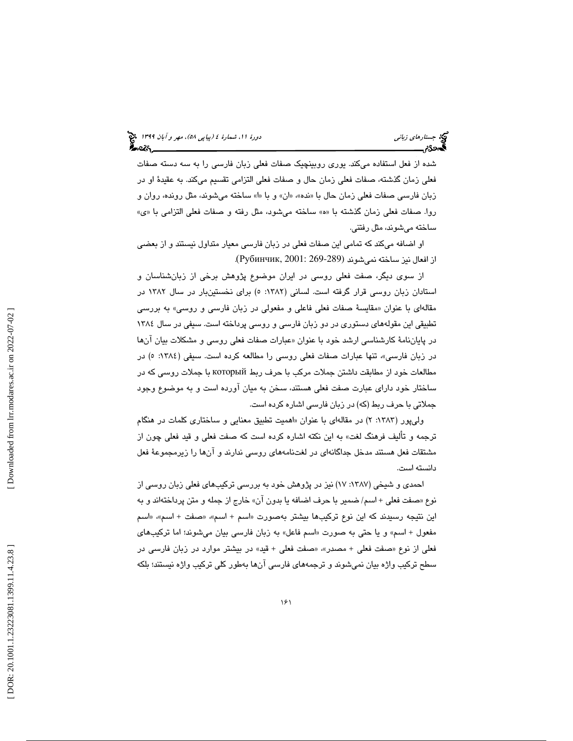شده از فعل استفاده می‌کند. یوری روبینچیک صفات فعلی زبان فارسی را به سه دسته صفات فعلی زمان گذشته، صفات فعلی زمان حال و صفات فعلی التزامی تقسیم می‌کند. به عقیدهٔ او در زبان فارسی صفات فعلی زمان حال با «نده»، «ان» و با «ا» ساخته می‌شوند، مثل رونده، روان و روا. صفات فعلی زمان گذشته با «ه» ساخته می‌شود، مثل رفته و صفات فعلی التزامی با «ی» ساخته می‌شوند، مثل رفتنی.

او اضافه می‌کند که تمامی این صفات فعلی در زبان فارسی معیار متداول نیستند و از بعضی از افعال نیز ساخته نمی‌شوند (Рубинчик, 2001: 269-289).

از سوی دیگر، صفت فعلی روسی در ایران موضوع پژوهش برخی از زبان‌شناسان و استادان زبان روسی قرار گرفته است. لسانی (۱۳۸۲: ۵) برای نخستین‌بار در سال ۱۳۸۲ در مقاله‌ای با عنوان «مقایسهٔ صفات فعلی فاعلی و مفعولی در زبان فارسی و روسی» به بررسی تطبیقی این مقوله‌های دستوری در دو زبان فارسی و روسی پرداخته است. سیفی در سال ۱۳۸٤ در پایان‌نامهٔ کارشناسی ارشد خود با عنوان «عبارات صفات فعلی روسی و مشکلات بیان آن‌ها در زبان فارسی»، تنها عبارات صفات فعلی روسی را مطالعه کرده است. سیفی (۱۳۸٤: ۵) در مطالعات خود از مطابقت داشتن جملات مرکب با حرف ربط который با جملات روسی که در ساختار خود دارای عبارت صفت فعلی هستند، سخن به میان آورده است و به موضوع وجود جملاتی با حرف ربط (که) در زبان فارسی اشاره کرده است.

ولی‌پور (۱۳۸۳: ۲) در مقاله‌ای با عنوان «اهمیت تطبیق معنایی و ساختاری کلمات در هنگام ترجمه و تألیف فرهنگ لغت» به این نکته اشاره کرده است که صفت فعلی و قید فعلی چون از مشتقات فعل هستند مدخل جداگانه‌ای در لغت‌نامه‌های روسی ندارند و آن‌ها را زیرمجموعهٔ فعل دانسته است.

احمدی و شیخی (۱۳۸۷: ۱۷) نیز در پژوهش خود به بررسی ترکیب‌های فعلی زبان روسی از نوع «صفت فعلی + اسم/ ضمیر با حرف اضافه یا بدون آن» خارج از جمله و متن پرداخته‌اند و به این نتیجه رسیدند که این نوع ترکیب‌ها بیشتر به‌صورت «اسم + اسم»، «صفت + اسم»، «اسم مفعول + اسم» و یا حتی به صورت «اسم فاعل» به زبان فارسی بیان می‌شوند؛ اما ترکیب‌های فعلی از نوع «صفت فعلی + مصدر»، «صفت فعلی + قید» در بیشتر موارد در زبان فارسی در سطح ترکیب واژه بیان نمی‌شوند و ترجمه‌های فارسی آن‌ها به‌طور کلی ترکیب واژه نیستند؛ بلکه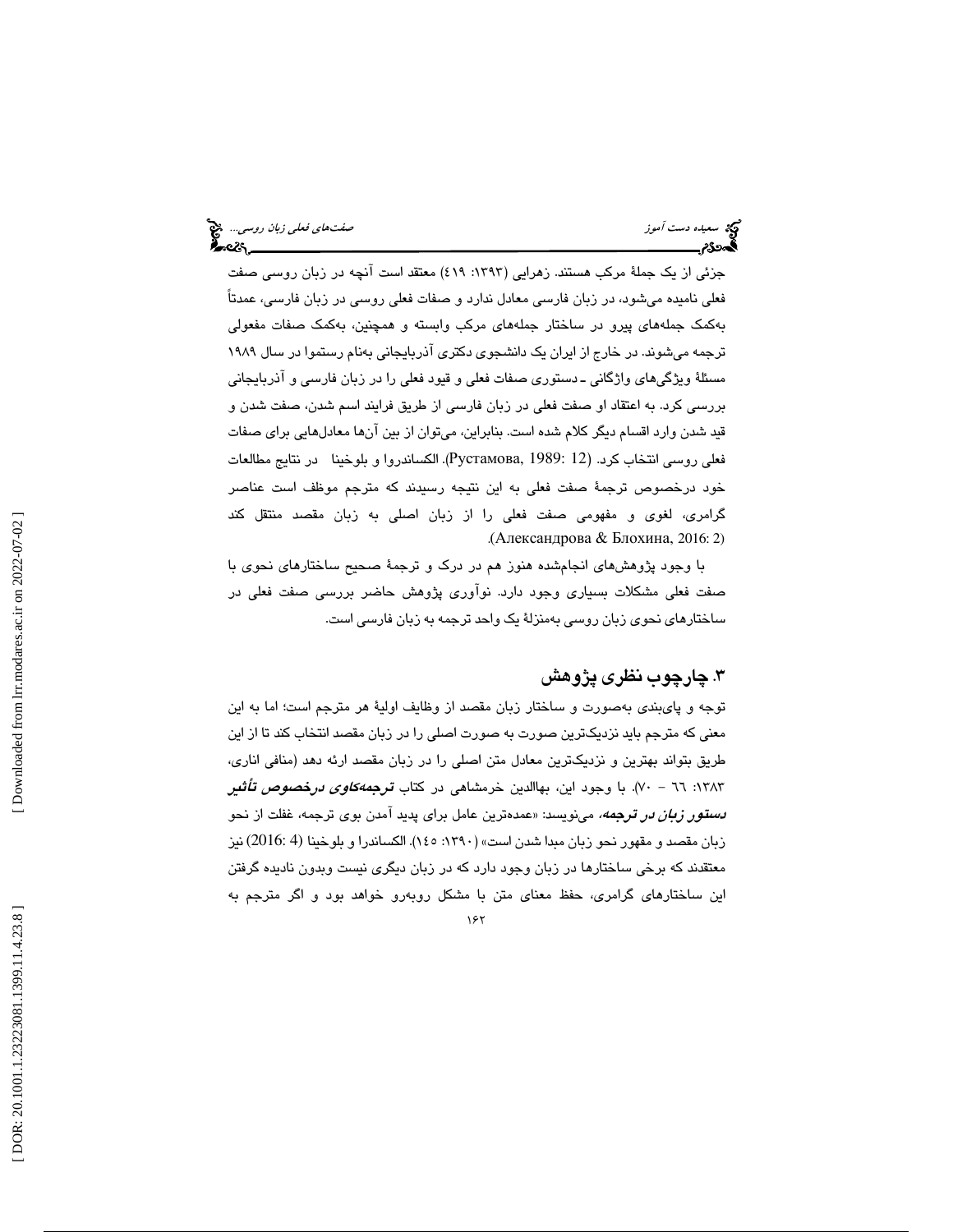جزئی از یک جملۀ مرکب هستند. زهرایی (۱۳۹۳: ٤١٩) معتقد است آنچه در زبان روسی صفت فعلی نامیده می‌شود، در زبان فارسی معادل ندارد و صفات فعلی روسی در زبان فارسی، عمدتاً به‌کمک جمله‌های پیرو در ساختار جمله‌های مرکب وابسته و همچنین، به‌کمک صفات مفعولی ترجمه می‌شوند. در خارج از ایران یک دانشجوی دکتری آذربایجانی به‌نام رستموا در سال ۱۹۸۹ مسئلۀ ویژگی‌های واژگانی ـ دستوری صفات فعلی و قیود فعلی را در زبان فارسی و آذربایجانی بررسی کرد. به اعتقاد او صفت فعلی در زبان فارسی از طریق فرایند اسم شدن، صفت شدن و قید شدن وارد اقسام دیگر کلام شده است. بنابراین، می‌توان از بین آن‌ها معادل‌هایی برای صفات فعلی روسی انتخاب کرد. (Рустамова, 1989: 12). الکساندروا و بلوخینا در نتایج مطالعات خود درخصوص ترجمۀ صفت فعلی به این نتیجه رسیدند که مترجم موظف است عناصر گرامری، لغوی و مفهومی صفت فعلی را از زبان اصلی به زبان مقصد منتقل کند (Александрова & Блохина, 2016: 2).

با وجود پژوهش‌های انجام‌شده هنوز هم در درک و ترجمۀ صحیح ساختارهای نحوی با صفت فعلی مشکلات بسیاری وجود دارد. نوآوری پژوهش حاضر بررسی صفت فعلی در ساختارهای نحوی زبان روسی به‌منزلۀ یک واحد ترجمه به زبان فارسی است.

## ۳. چارچوب نظری پژوهش

توجه و پای‌بندی به‌صورت و ساختار زبان مقصد از وظایف اولیۀ هر مترجم است؛ اما به این معنی که مترجم باید نزدیک‌ترین صورت به صورت اصلی را در زبان مقصد انتخاب کند تا از این طریق بتواند بهترین و نزدیک‌ترین معادل متن اصلی را در زبان مقصد ارئه دهد (منافی اناری، ۱۳۸۳: ٦٦ – ٧٠). با وجود این، بهاالدین خرمشاهی در کتاب ***ترجمه‌کاوی درخصوص تأثیر دستور زبان در ترجمه***، می‌نویسد: «عمده‌ترین عامل برای پدید آمدن بوی ترجمه، غفلت از نحو زبان مقصد و مقهور نحو زبان مبدا شدن است» (۱۳۹۰: ١٤٥). الکساندرا و بلوخینا (2016: 4) نیز معتقدند که برخی ساختارها در زبان وجود دارد که در زبان دیگری نیست وبدون نادیده گرفتن این ساختارهای گرامری، حفظ معنای متن با مشکل روبه‌رو خواهد بود و اگر مترجم به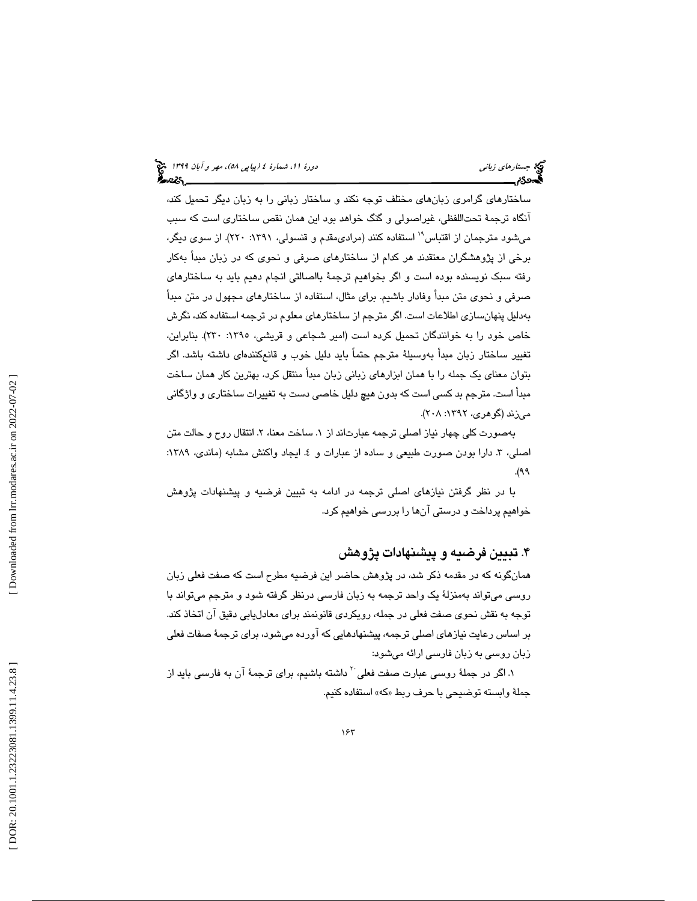ساختارهای گرامری زبان‌های مختلف توجه نکند و ساختار زبانی را به زبان دیگر تحمیل کند، آنگاه ترجمهٔ تحت‌اللفظی، غیراصولی و گنگ خواهد بود این همان نقص ساختاری است که سبب می‌شود مترجمان از اقتباس[19] استفاده کنند (مرادی‌مقدم و قنسولی، ۱۳۹۱: ۲۲۰). از سوی دیگر، برخی از پژوهشگران معتقدند هر کدام از ساختارهای صرفی و نحوی که در زبان مبدأ به‌کار رفته سبک نویسنده بوده است و اگر بخواهیم ترجمهٔ بااصالتی انجام دهیم باید به ساختارهای صرفی و نحوی متن مبدأ وفادار باشیم. برای مثال، استفاده از ساختارهای مجهول در متن مبدأ به‌دلیل پنهان‌سازی اطلاعات است. اگر مترجم از ساختارهای معلوم در ترجمه استفاده کند، نگرش خاص خود را به خوانندگان تحمیل کرده است (امیر شجاعی و قریشی، ۱۳۹۵: ۲۳۰). بنابراین، تغییر ساختار زبان مبدأ به‌وسیلهٔ مترجم حتماً باید دلیل خوب و قانع‌کننده‌ای داشته باشد. اگر بتوان معنای یک جمله را با همان ابزارهای زبانی زبان مبدأ منتقل کرد، بهترین کار همان ساخت مبدأ است. مترجم بد کسی است که بدون هیچ دلیل خاصی دست به تغییرات ساختاری و واژگانی می‌زند (گوهری، ۱۳۹۲: ۲۰۸).

به‌صورت کلی چهار نیاز اصلی ترجمه عبارت‌اند از ۱. ساخت معنا، ۲. انتقال روح و حالت متن اصلی، ۳. دارا بودن صورت طبیعی و ساده از عبارات و ٤. ایجاد واکنش مشابه (ماندی، ۱۳۸۹: ۹۹).

با در نظر گرفتن نیازهای اصلی ترجمه در ادامه به تبیین فرضیه و پیشنهادات پژوهش خواهیم پرداخت و درستی آن‌ها را بررسی خواهیم کرد.

## ۴. تبیین فرضیه و پیشنهادات پژوهش

همان‌گونه که در مقدمه ذکر شد، در پژوهش حاضر این فرضیه مطرح است که صفت فعلی زبان روسی می‌تواند به‌منزلهٔ یک واحد ترجمه به زبان فارسی درنظر گرفته شود و مترجم می‌تواند با توجه به نقش نحوی صفت فعلی در جمله، رویکردی قانونمند برای معادل‌یابی دقیق آن اتخاذ کند. بر اساس رعایت نیازهای اصلی ترجمه، پیشنهادهایی که آورده می‌شود، برای ترجمهٔ صفات فعلی زبان روسی به زبان فارسی ارائه می‌شود:

۱. اگر در جملهٔ روسی عبارت صفت فعلی[20] داشته باشیم، برای ترجمهٔ آن به فارسی باید از جملهٔ وابسته توضیحی با حرف ربط «که» استفاده کنیم.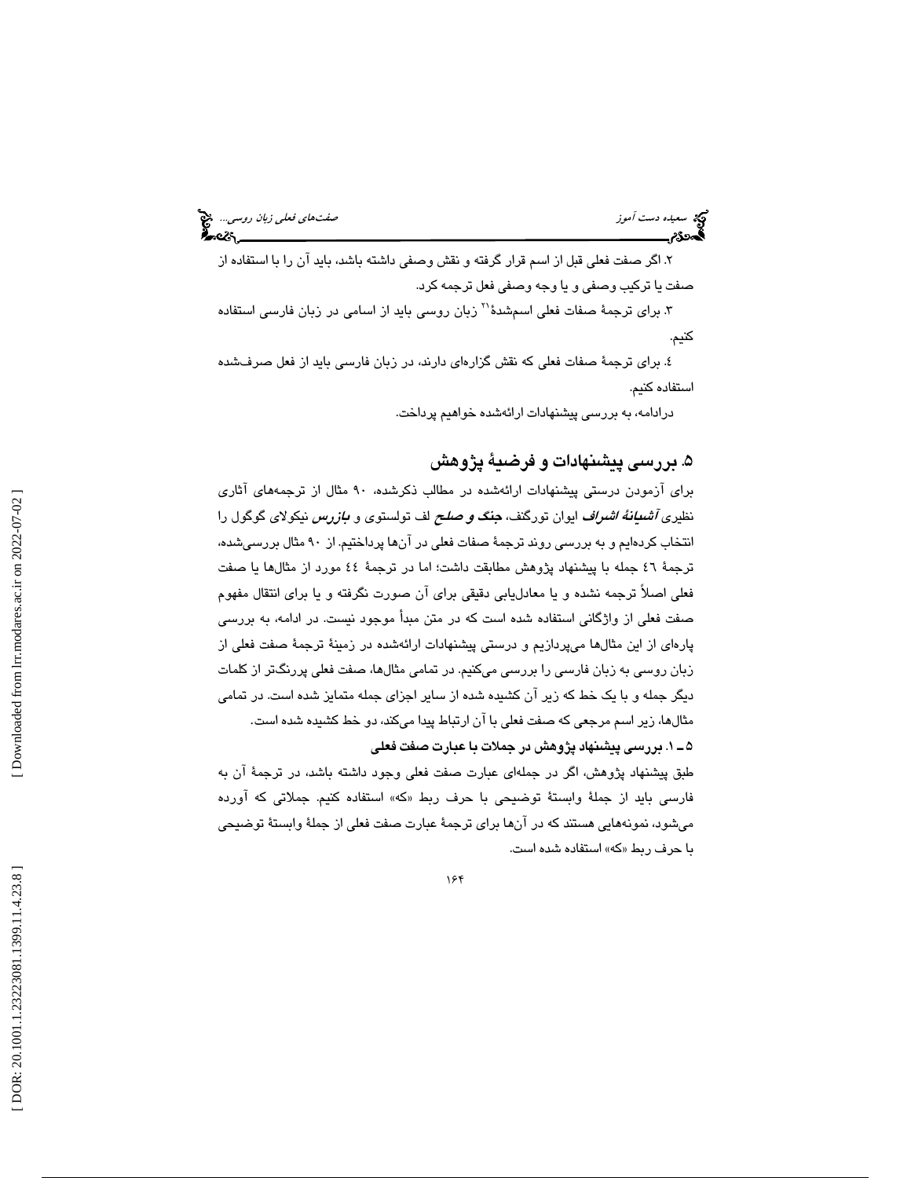۲. اگر صفت فعلی قبل از اسم قرار گرفته و نقش وصفی داشته باشد، باید آن را با استفاده از صفت یا ترکیب وصفی و یا وجه وصفی فعل ترجمه کرد.

۳. برای ترجمهٔ صفات فعلی اسم‌شدهٔ[21] زبان روسی باید از اسامی در زبان فارسی استفاده کنیم.

٤. برای ترجمهٔ صفات فعلی که نقش گزاره‌ای دارند، در زبان فارسی باید از فعل صرف‌شده استفاده کنیم.

درادامه، به بررسی پیشنهادات ارائه‌شده خواهیم پرداخت.

## ۵. بررسی پیشنهادات و فرضیهٔ پژوهش

برای آزمودن درستی پیشنهادات ارائه‌شده در مطالب ذکرشده، ۹۰ مثال از ترجمه‌های آثاری نظیری ***آشیانهٔ اشراف*** ایوان تورگنف، ***جنگ و صلح*** لف تولستوی و ***بازرس*** نیکولای گوگول را انتخاب کرده‌ایم و به بررسی روند ترجمهٔ صفات فعلی در آن‌ها پرداختیم. از ۹۰ مثال بررسی‌شده، ترجمهٔ ٤٦ جمله با پیشنهاد پژوهش مطابقت داشت؛ اما در ترجمهٔ ٤٤ مورد از مثال‌ها یا صفت فعلی اصلاً ترجمه نشده و یا معادل‌یابی دقیقی برای آن صورت نگرفته و یا برای انتقال مفهوم صفت فعلی از واژگانی استفاده شده است که در متن مبدأ موجود نیست. در ادامه، به بررسی پاره‌ای از این مثال‌ها می‌پردازیم و درستی پیشنهادات ارائه‌شده در زمینهٔ ترجمهٔ صفت فعلی از زبان روسی به زبان فارسی را بررسی می‌کنیم. در تمامی مثال‌ها، صفت فعلی پررنگ‌تر از کلمات دیگر جمله و با یک خط که زیر آن کشیده شده از سایر اجزای جمله متمایز شده است. در تمامی مثال‌ها، زیر اسم مرجعی که صفت فعلی با آن ارتباط پیدا می‌کند، دو خط کشیده شده است.

### ۵ ـ ۱. بررسی پیشنهاد پژوهش در جملات با عبارت صفت فعلی

طبق پیشنهاد پژوهش، اگر در جمله‌ای عبارت صفت فعلی وجود داشته باشد، در ترجمهٔ آن به فارسی باید از جملهٔ وابستهٔ توضیحی با حرف ربط «که» استفاده کنیم. جملاتی که آورده می‌شود، نمونه‌هایی هستند که در آن‌ها برای ترجمهٔ عبارت صفت فعلی از جملهٔ وابستهٔ توضیحی با حرف ربط «که» استفاده شده است.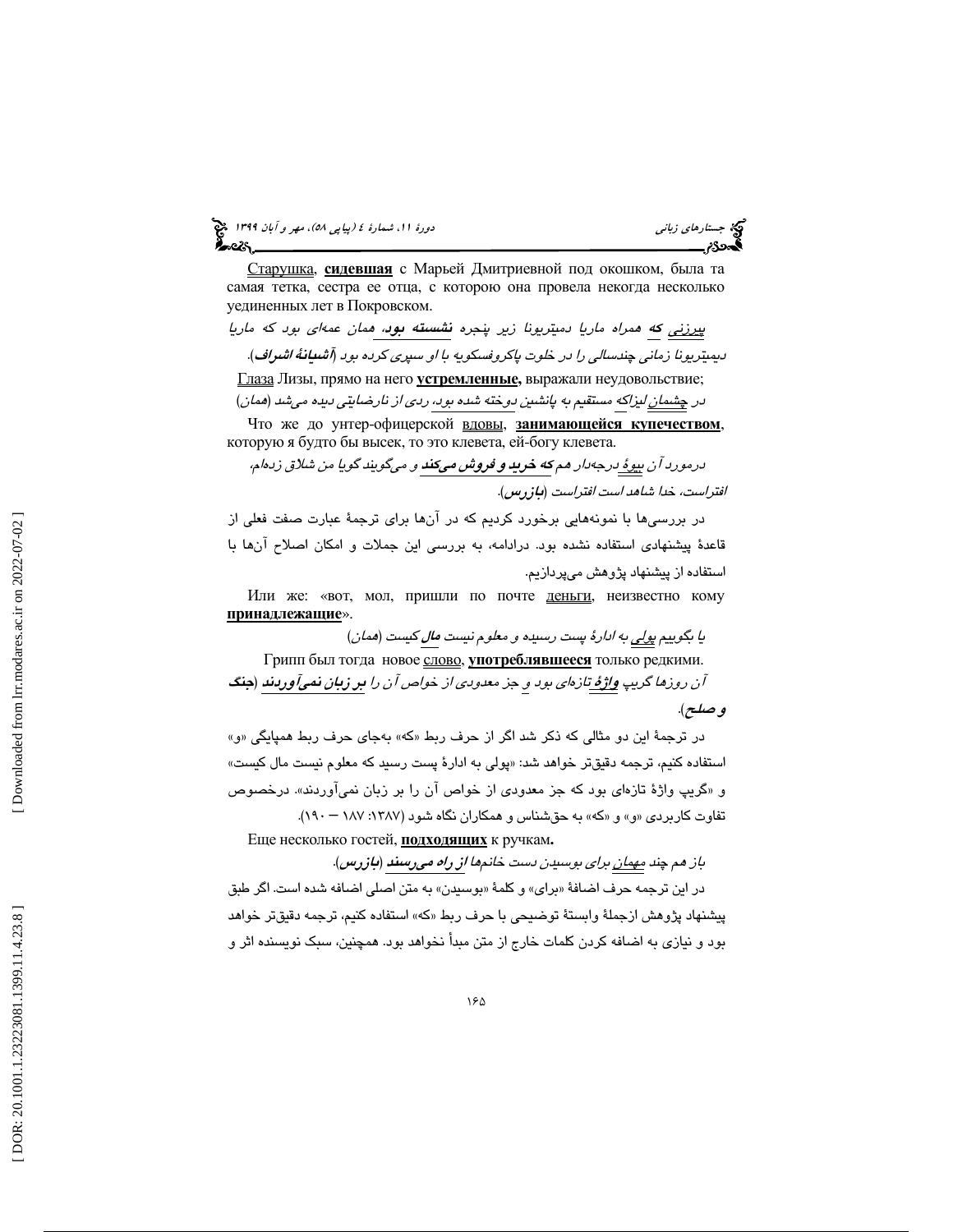Старушка, **сидевшая** с Марьей Дмитриевной под окошком, была та самая тетка, сестра ее отца, с которою она провела некогда несколько уединенных лет в Покровском.

*پیرزنی **که** همراه ماریا دمیتریونا زیر پنجره **نشسته بود**، همان عمه‌ای بود که ماریا دیمیتریونا زمانی چندسالی را در خلوت پاکروفسکویه با او سپری کرده بود (**آشیانهٔ اشراف**).*

Глаза Лизы, прямо на него **устремленные,** выражали неудовольствие;

*در چشمان لیزاکه مستقیم به پانشین دوخته شده بود، ردی از نارضایتی دیده می‌شد (همان)*

Что же до унтер-офицерской вдовы, **занимающейся купечеством**, которую я будто бы высек, то это клевета, ей-богу клевета.

*درمورد آن بیوهٔ درجه‌دار هم **که خرید و فروش می‌کند** و می‌گویند گویا من شلاق زده‌ام، افتراست، خدا شاهد است افتراست (**بازرس**).*

در بررسی‌ها با نمونه‌هایی برخورد کردیم که در آن‌ها برای ترجمهٔ عبارت صفت فعلی از قاعدهٔ پیشنهادی استفاده نشده بود. درادامه، به بررسی این جملات و امکان اصلاح آن‌ها با استفاده از پیشنهاد پژوهش می‌پردازیم.

Или же: «вот, мол, пришли по почте деньги, неизвестно кому **принадлежащие**».

*یا بگوییم پولی به ادارهٔ پست رسیده و معلوم نیست **مال** کیست (همان)*

Грипп был тогда новое слово, **употреблявшееся** только редкими.

*آن روزها گریپ **واژهٔ تازه‌ای بود** و جز معدودی از خواص آن را **بر زبان نمی‌آوردند** (**جنگ و صلح**).*

در ترجمهٔ این دو مثالی که ذکر شد اگر از حرف ربط «که» به‌جای حرف ربط همپایگی «و» استفاده کنیم، ترجمه دقیق‌تر خواهد شد: «پولی به ادارهٔ پست رسید که معلوم نیست مال کیست» و «گریپ واژهٔ تازه‌ای بود که جز معدودی از خواص آن را بر زبان نمی‌آوردند». درخصوص تفاوت کاربردی «و» و «که» به حق‌شناس و همکاران نگاه شود (۱۳۸۷: ۱۸۷ – ۱۹۰).

Еще несколько гостей, **подходящих** к ручкам**.**

*باز هم چند مهمان برای بوسیدن دست خانم‌ها **از راه می‌رسند** (**بازرس**).*

در این ترجمه حرف اضافهٔ «برای» و کلمهٔ «بوسیدن» به متن اصلی اضافه شده است. اگر طبق پیشنهاد پژوهش ازجملهٔ وابستهٔ توضیحی با حرف ربط «که» استفاده کنیم، ترجمه دقیق‌تر خواهد بود و نیازی به اضافه کردن کلمات خارج از متن مبدأ نخواهد بود. همچنین، سبک نویسنده اثر و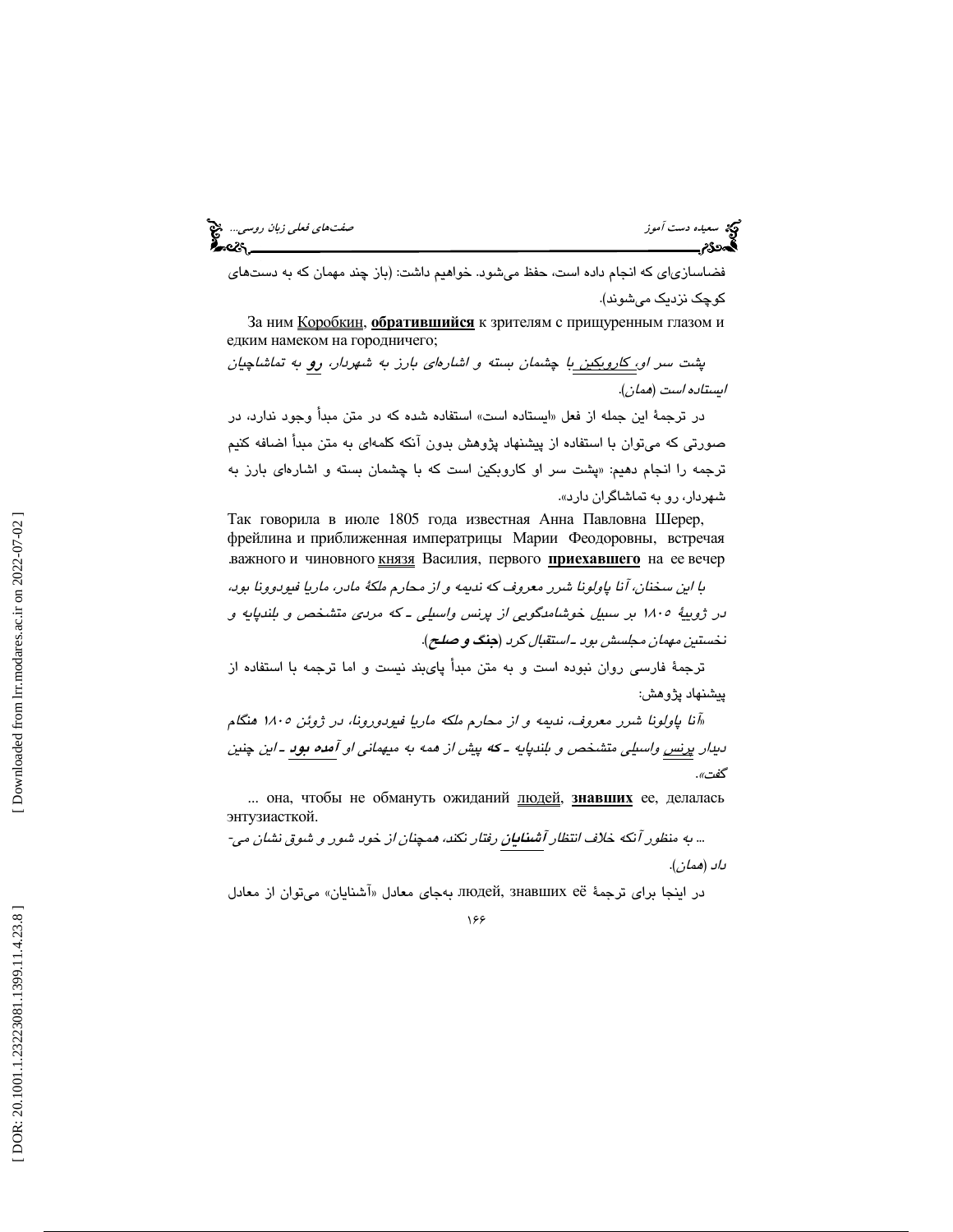فضاسازی‌ای که انجام داده است، حفظ می‌شود. خواهیم داشت: (باز چند مهمان که به دست‌های کوچک نزدیک می‌شوند).

За ним Коробкин, **обратившийся** к зрителям с прищуренным глазом и едким намеком на городничего;

*پشت سر او، کاروبکین با چشمان بسته و اشاره‌ای بارز به شهردار، **رو** به تماشاچیان ایستاده است (همان).*

در ترجمهٔ این جمله از فعل «ایستاده است» استفاده شده که در متن مبدأ وجود ندارد، در صورتی که می‌توان با استفاده از پیشنهاد پژوهش بدون آنکه کلمه‌ای به متن مبدأ اضافه کنیم ترجمه را انجام دهیم: «پشت سر او کاروبکین است که با چشمان بسته و اشاره‌ای بارز به شهردار، رو به تماشاگران دارد».

Так говорила в июле 1805 года известная Анна Павловна Шерер, фрейлина и приближенная императрицы Марии Феодоровны, встречая важного и чиновного князя Василия, первого **приехавшего** на ее вечер.

*با این سخنان، آنا پاولونا شرر معروف که ندیمه و از محارم ملکهٔ مادر، ماریا فیودوونا بود، در ژوییهٔ ۱۸۰۵ بر سبیل خوشامدگویی از پرنس واسیلی ـ که مردی متشخص و بلندپایه و نخستین مهمان مجلسش بود ـ استقبال کرد (**جنگ و صلح**).*

ترجمهٔ فارسی روان نبوده است و به متن مبدأ پای‌بند نیست و اما ترجمه با استفاده از پیشنهاد پژوهش:

*«آنا پاولونا شرر معروف، ندیمه و از محارم ملکه ماریا فیودورونا، در ژوئن ۱۸۰۵ هنگام دیدار پرنس واسیلی متشخص و بلندپایه ـ **که** پیش از همه به میهمانی او **آمده بود** ـ این چنین گفت».*

... она, чтобы не обмануть ожиданий людей, **знавших** ее, делалась энтузиасткой.

*... به منظور آنکه خلاف انتظار **آشنایان** رفتار نکند، همچنان از خود شور و شوق نشان می‌داد (همان).*

در اینجا برای ترجمهٔ людей, знавших её به‌جای معادل «آشنایان» می‌توان از معادل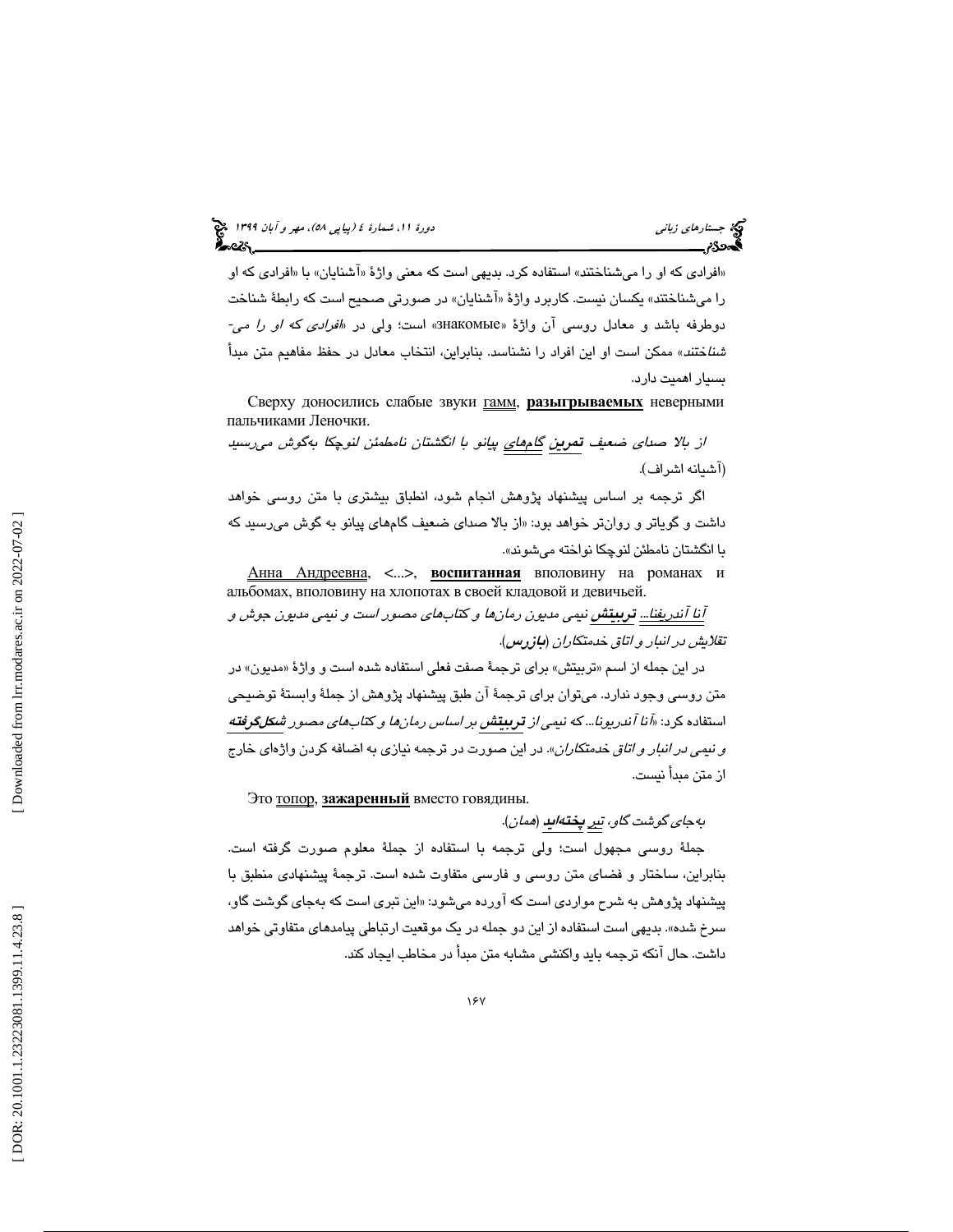«افرادی که او را می‌شناختند» استفاده کرد. بدیهی است که معنی واژهٔ «آشنایان» با «افرادی که او را می‌شناختند» یکسان نیست. کاربرد واژهٔ «آشنایان» در صورتی صحیح است که رابطهٔ شناخت دوطرفه باشد و معادل روسی آن واژهٔ «знакомые» است؛ ولی در «*افرادی که او را می‌شناختند*» ممکن است او این افراد را نشناسد. بنابراین، انتخاب معادل در حفظ مفاهیم متن مبدأ بسیار اهمیت دارد.

Сверху доносились слабые звуки гамм, **разыгрываемых** неверными пальчиками Леночки.

*از بالا صدای ضعیف **تمرین** گام‌های پیانو با انگشتان نامطمئن لنوچکا به‌گوش می‌رسید* (آشیانه اشراف).

اگر ترجمه بر اساس پیشنهاد پژوهش انجام شود، انطباق بیشتری با متن روسی خواهد داشت و گویاتر و روان‌تر خواهد بود: «از بالا صدای ضعیف گام‌های پیانو به گوش می‌رسید که با انگشتان نامطئن لنوچکا نواخته می‌شوند».

Анна Андреевна, <...>, **воспитанная** вполовину на романах и альбомах, вполовину на хлопотах в своей кладовой и девичьей.

*آنا آندریفنا... **تربیتش** نیمی مدیون رمان‌ها و کتاب‌های مصور است و نیمی مدیون جوش و تقلایش در انبار و اتاق خدمتکاران* (***بازرس***).

در این جمله از اسم «تربیتش» برای ترجمهٔ صفت فعلی استفاده شده است و واژهٔ «مدیون» در متن روسی وجود ندارد. می‌توان برای ترجمهٔ آن طبق پیشنهاد پژوهش از جملهٔ وابستهٔ توضیحی استفاده کرد: «*آنا آندریونا... که نیمی از **تربیتش** بر اساس رمان‌ها و کتاب‌های مصور **شکل‌گرفته** و نیمی در انبار و اتاق خدمتکاران*». در این صورت در ترجمه نیازی به اضافه کردن واژه‌ای خارج از متن مبدأ نیست.

Это топор, **зажаренный** вместо говядины.

*به‌جای گوشت گاو، تبر **پخته‌اید*** (همان).

جملهٔ روسی مجهول است؛ ولی ترجمه با استفاده از جملهٔ معلوم صورت گرفته است. بنابراین، ساختار و فضای متن روسی و فارسی متفاوت شده است. ترجمهٔ پیشنهادی منطبق با پیشنهاد پژوهش به شرح مواردی است که آورده می‌شود: «این تبری است که به‌جای گوشت گاو، سرخ شده». بدیهی است استفاده از این دو جمله در یک موقعیت ارتباطی پیامدهای متفاوتی خواهد داشت. حال آنکه ترجمه باید واکنشی مشابه متن مبدأ در مخاطب ایجاد کند.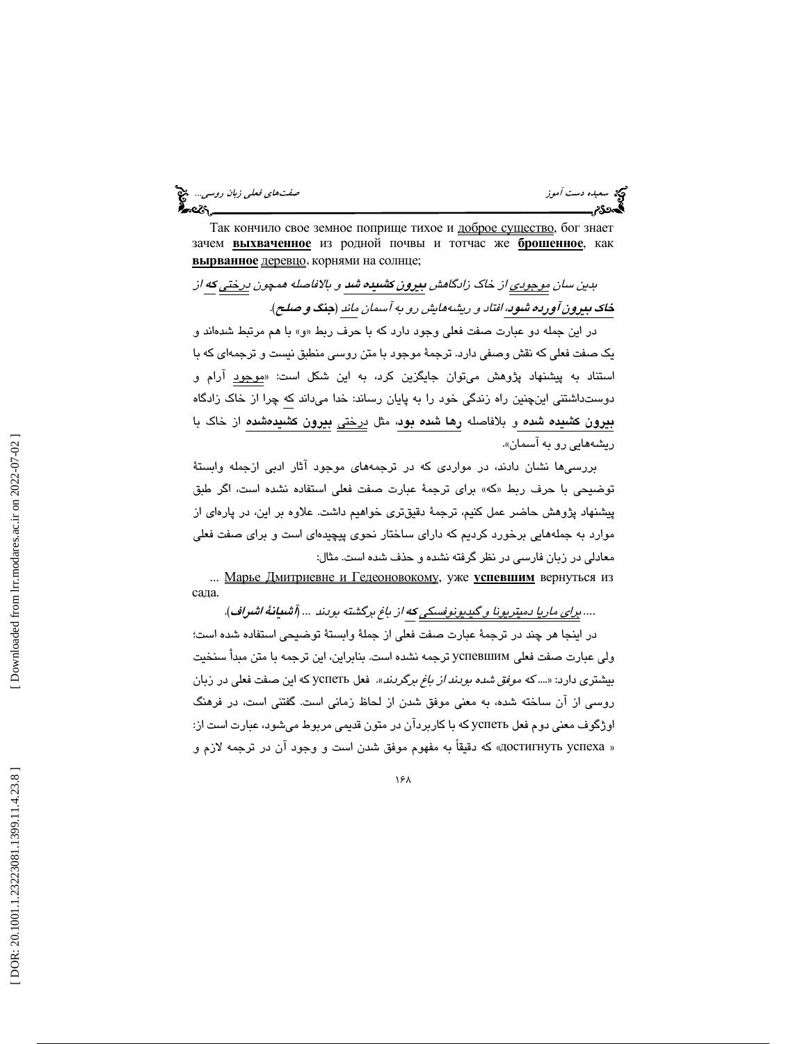Так кончило свое земное поприще тихое и доброе существо, бог знает зачем **выхваченное** из родной почвы и тотчас же **брошенное**, как **вырванное** деревцо, корнями на солнце;

*بدین سان موجودی از خاک زادگاهش **بیرون کشیده شد** و بلافاصله همچون درختی **که** از **خاک بیرون آورده شود**، افتاد و ریشه‌هایش رو به آسمان ماند* (**جنگ و صلح**).

در این جمله دو عبارت صفت فعلی وجود دارد که با حرف ربط «و» با هم مرتبط شده‌اند و یک صفت فعلی که نقش وصفی دارد. ترجمهٔ موجود با متن روسی منطبق نیست و ترجمه‌ای که با استناد به پیشنهاد پژوهش می‌توان جایگزین کرد، به این شکل است: «موجود آرام و دوست‌داشتنی این‌چنین راه زندگی خود را به پایان رساند: خدا می‌داند که چرا از خاک زادگاه **بیرون کشیده شده** و بلافاصله **رها شده بود**، مثل درختی **بیرون کشیده‌شده** از خاک با ریشه‌هایی رو به آسمان».

بررسی‌ها نشان دادند، در مواردی که در ترجمه‌های موجود آثار ادبی ازجمله وابستهٔ توضیحی با حرف ربط «که» برای ترجمهٔ عبارت صفت فعلی استفاده نشده است، اگر طبق پیشنهاد پژوهش حاضر عمل کنیم، ترجمهٔ دقیق‌تری خواهیم داشت. علاوه بر این، در پاره‌ای از موارد به جمله‌هایی برخورد کردیم که دارای ساختار نحوی پیچیده‌ای است و برای صفت فعلی معادلی در زبان فارسی در نظر گرفته نشده و حذف شده است. مثال:

... Марье Дмитриевне и Гедеоновокому, уже **успевшим** вернуться из сада.

*.... برای ماریا دمیتریونا و گیدیونوفسکی **که** از باغ برگشته بودند ...* (**آشیانهٔ اشراف**).

در اینجا هر چند در ترجمهٔ عبارت صفت فعلی از جملهٔ وابستهٔ توضیحی استفاده شده است؛ ولی عبارت صفت فعلی успевшим ترجمه نشده است. بنابراین، این ترجمه با متن مبدأ سنخیت بیشتری دارد: «*... که موفق شده بودند از باغ برگردند*». فعل успеть که این صفت فعلی در زبان روسی از آن ساخته شده، به معنی موفق شدن از لحاظ زمانی است. گفتنی است، در فرهنگ اوژگوف معنی دوم فعل успеть که با کاربردآن در متون قدیمی مربوط می‌شود، عبارت است از: «достигнуть успеха» که دقیقاً به مفهوم موفق شدن است و وجود آن در ترجمه لازم و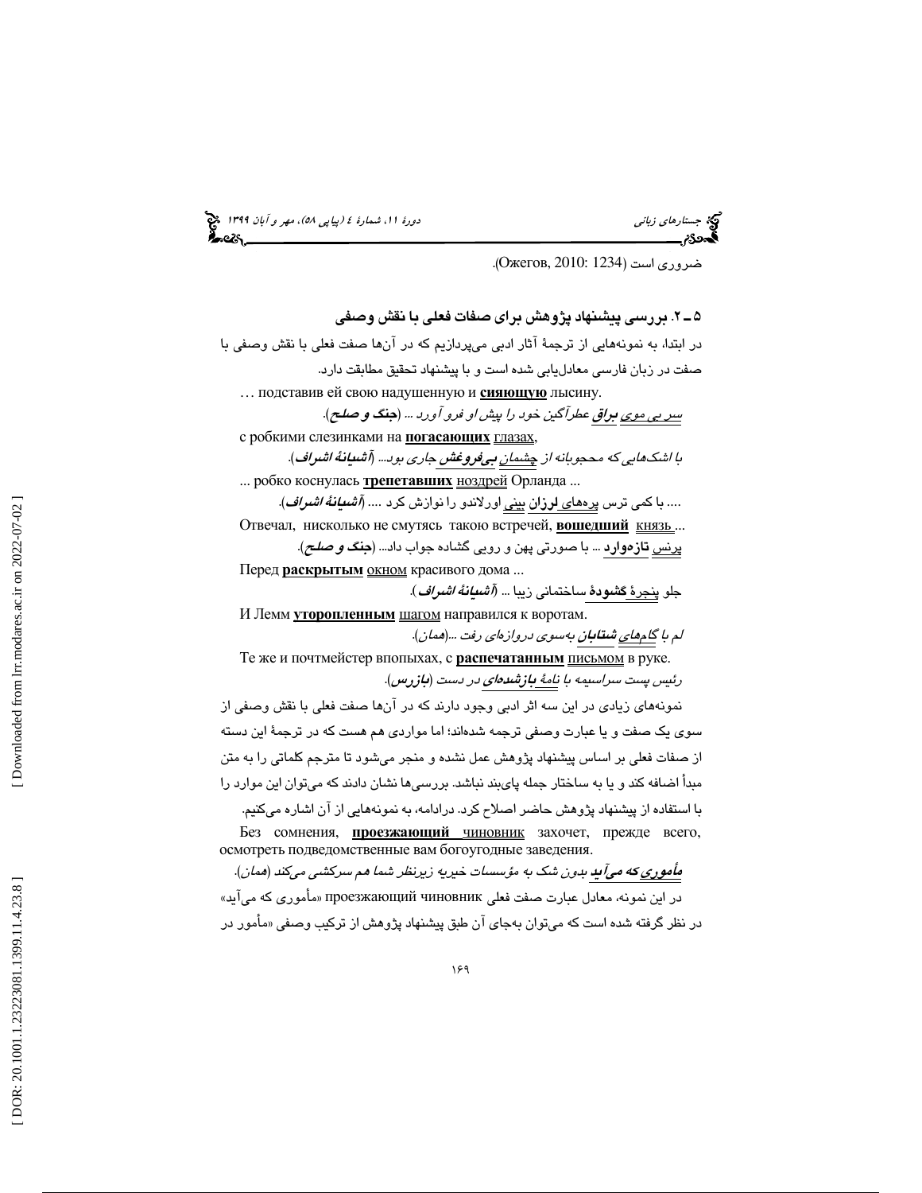ضروری است (Ожегов, 2010: 1234).

### ۵ـ ۲. بررسی پیشنهاد پژوهش برای صفات فعلی با نقش وصفی

در ابتدا، به نمونه‌هایی از ترجمهٔ آثار ادبی می‌پردازیم که در آن‌ها صفت فعلی با نقش وصفی با صفت در زبان فارسی معادل‌یابی شده است و با پیشنهاد تحقیق مطابقت دارد.

… подставив ей свою надушенную и **сияющую** лысину.

*سر بی موی **براق** عطرآگین خود را پیش او فرو آورد ... (**جنگ و صلح**).*

с робкими слезинками на **погасающих** глазах,

*با اشک‌هایی که محجوبانه از چشمان **بی‌فروغش** جاری بود... (**آشیانهٔ اشراف**).*

... робко коснулась **трепетавших** ноздрей Орланда ...

.... با کمی ترس پره‌های **لرزان** بینی اورلاندو را نوازش کرد .... (**آشیانهٔ اشراف**).

Отвечал, нисколько не смутясь такою встречей, **вошедший** князь ...

پرنس **تازه‌وارد** ... با صورتی پهن و رویی گشاده جواب داد... (**جنگ و صلح**).

Перед **раскрытым** окном красивого дома ...

جلو پنجرهٔ **گشودهٔ** ساختمانی زیبا ... (**آشیانهٔ اشراف**).

И Лемм **утопленным** шагом направился к воротам.

*لم با گام‌های **شتابان** به‌سوی دروازه‌ای رفت ...(همان).*

Те же и почтмейстер впопыхах, с **распечатанным** письмом в руке.

*رئیس پست سراسیمه با نامهٔ **بازشده‌ای** در دست (**بازرس**).*

نمونه‌های زیادی در این سه اثر ادبی وجود دارند که در آن‌ها صفت فعلی با نقش وصفی از سوی یک صفت و یا عبارت وصفی ترجمه شده‌اند؛ اما مواردی هم هست که در ترجمهٔ این دسته از صفات فعلی بر اساس پیشنهاد پژوهش عمل نشده و منجر می‌شود تا مترجم کلماتی را به متن مبدأ اضافه کند و یا به ساختار جمله پای‌بند نباشد. بررسی‌ها نشان دادند که می‌توان این موارد را با استفاده از پیشنهاد پژوهش حاضر اصلاح کرد. درادامه، به نمونه‌هایی از آن اشاره می‌کنیم.

Без сомнения, **проезжающий** чиновник захочет, прежде всего, осмотреть подведомственные вам богоугодные заведения.

***مأموری که می‌آید** بدون شک به مؤسسات خیریه زیرنظر شما هم سرکشی می‌کند (همان).*

در این نمونه، معادل عبارت صفت فعلی проезжающий чиновник «مأموری که می‌آید» در نظر گرفته شده است که می‌توان به‌جای آن طبق پیشنهاد پژوهش از ترکیب وصفی «مأمور در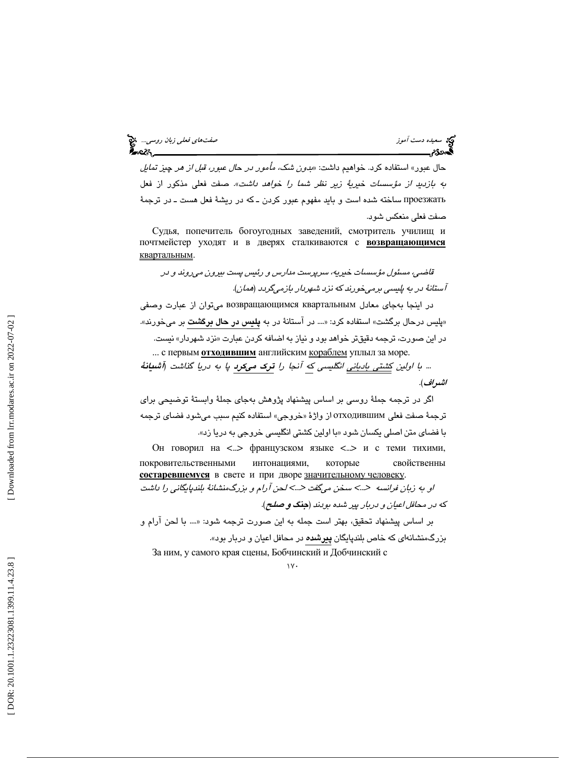حال عبور» استفاده کرد. خواهیم داشت: «*بدون شک، مأمور در حال عبور، قبل از هر چیز تمایل به بازدید از مؤسسات خیریهٔ زیر نظر شما را خواهد داشت*». صفت فعلی مذکور از فعل проезжать ساخته شده است و باید مفهوم عبور کردن ـ که در ریشهٔ فعل هست ـ در ترجمهٔ صفت فعلی منعکس شود.

Судья, попечитель богоугодных заведений, смотритель училищ и почтмейстер уходят и в дверях сталкиваются с **возвращающимся** квартальным.

*قاضی، مسئول مؤسسات خیریه، سرپرست مدارس و رئیس پست بیرون می‌روند و در آستانهٔ در به پلیسی برمی‌خورند که نزد شهردار بازمی‌گردد* (همان).

در اینجا به‌جای معادل возвращающимся квартальным می‌توان از عبارت وصفی «پلیس درحال برگشت» استفاده کرد: «.... در آستانهٔ در به **پلیس در حال برگشت** بر می‌خورند». در این صورت، ترجمه دقیق‌تر خواهد بود و نیاز به اضافه کردن عبارت «نزد شهردار» نیست.

... с первым **отходившим** английским кораблем уплыл за море.

*... با اولین کشتی بادبانی انگلیسی که آنجا را* ***ترک می‌کرد*** *پا به دریا گذاشت* (**آشیانهٔ اشراف**).

اگر در ترجمه جملهٔ روسی بر اساس پیشنهاد پژوهش به‌جای جملهٔ وابستهٔ توضیحی برای ترجمهٔ صفت فعلی отходившим از واژهٔ «خروجی» استفاده کنیم سبب می‌شود فضای ترجمه با فضای متن اصلی یکسان شود «با اولین کشتی انگلیسی خروجی به دریا زد».

Он говорил на <..> французском языке <..> и с теми тихими, покровительственными интонациями, которые свойственны **состаревшемуся** в свете и при дворе значительному человеку.

*او به زبان فرانسه <..> سخن می‌گفت <...> لحن آرام و بزرگ‌منشانهٔ بلندپایگانی را داشت که در محافل اعیان و دربار پیر شده بودند* (**جنگ و صلح**).

بر اساس پیشنهاد تحقیق، بهتر است جمله به این صورت ترجمه شود: «.... با لحن آرام و بزرگ‌منشانه‌ای که خاص بلندپایگان **پیرشده** در محافل اعیان و دربار بود».

За ним, у самого края сцены, Бобчинский и Добчинский с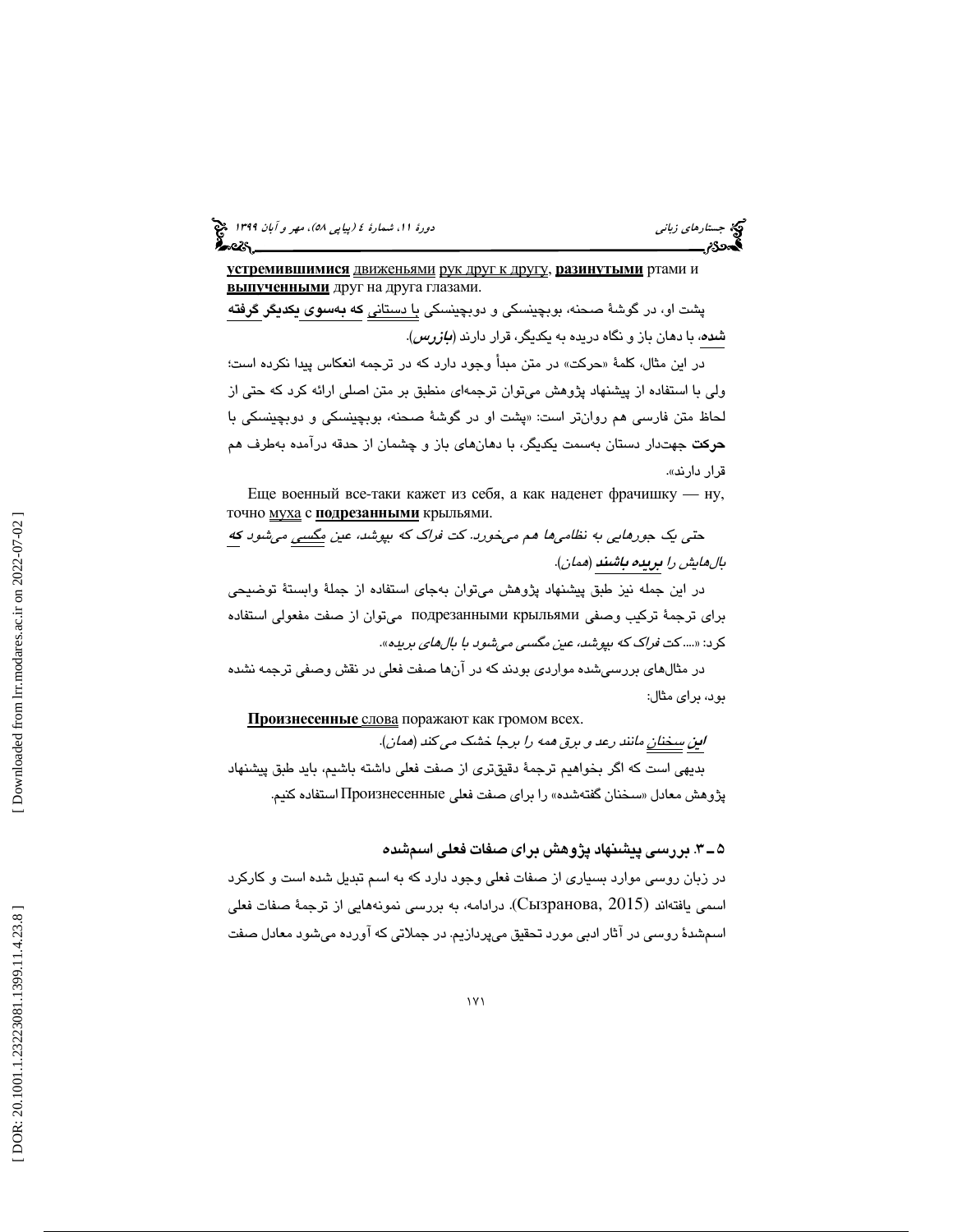**устремившимися** движеньями рук друг к другу, **разинутыми** ртами и **выпученными** друг на друга глазами.

پشت او، در گوشهٔ صحنه، بوبچینسکی و دوبچینسکی با دستانی **که به‌سوی یکدیگر گرفته شده**، با دهان باز و نگاه دریده به یکدیگر، قرار دارند (***بازرس***).

در این مثال، کلمهٔ «حرکت» در متن مبدأ وجود دارد که در ترجمه انعکاس پیدا نکرده است؛ ولی با استفاده از پیشنهاد پژوهش می‌توان ترجمه‌ای منطبق بر متن اصلی ارائه کرد که حتی از لحاظ متن فارسی هم روان‌تر است: «پشت او در گوشهٔ صحنه، بوبچینسکی و دوبچینسکی با **حرکت** جهت‌دار دستان به‌سمت یکدیگر، با دهان‌های باز و چشمان از حدقه درآمده به‌طرف هم قرار دارند».

Еще военный все-таки кажет из себя, а как наденет фрачишку — ну, точно муха с **подрезанными** крыльями.

*حتی یک جورهایی به نظامی‌ها هم می‌خورد. کت فراک که بپوشد، عین مگسی می‌شود* ***که*** *بال‌هایش را* ***بریده باشند*** *(همان).*

در این جمله نیز طبق پیشنهاد پژوهش می‌توان به‌جای استفاده از جملهٔ وابستهٔ توضیحی برای ترجمهٔ ترکیب وصفی подрезанными крыльями می‌توان از صفت مفعولی استفاده کرد: «*...کت فراک که بپوشد، عین مگسی می‌شود با بال‌های بریده*».

در مثال‌های بررسی‌شده مواردی بودند که در آن‌ها صفت فعلی در نقش وصفی ترجمه نشده بود، برای مثال:

**Произнесенные** слова поражают как громом всех.

***این*** *سخنان مانند رعد و برق همه را برجا خشک می‌کند (همان).*

بدیهی است که اگر بخواهیم ترجمهٔ دقیق‌تری از صفت فعلی داشته باشیم، باید طبق پیشنهاد پژوهش معادل «سخنان گفته‌شده» را برای صفت فعلی Произнесенные استفاده کنیم.

### ۵ـ ۳. بررسی پیشنهاد پژوهش برای صفات فعلی اسم‌شده

در زبان روسی موارد بسیاری از صفات فعلی وجود دارد که به اسم تبدیل شده است و کارکرد اسمی یافته‌اند (Сызранова, 2015). درادامه، به بررسی نمونه‌هایی از ترجمهٔ صفات فعلی اسم‌شدهٔ روسی در آثار ادبی مورد تحقیق می‌پردازیم. در جملاتی که آورده می‌شود معادل صفت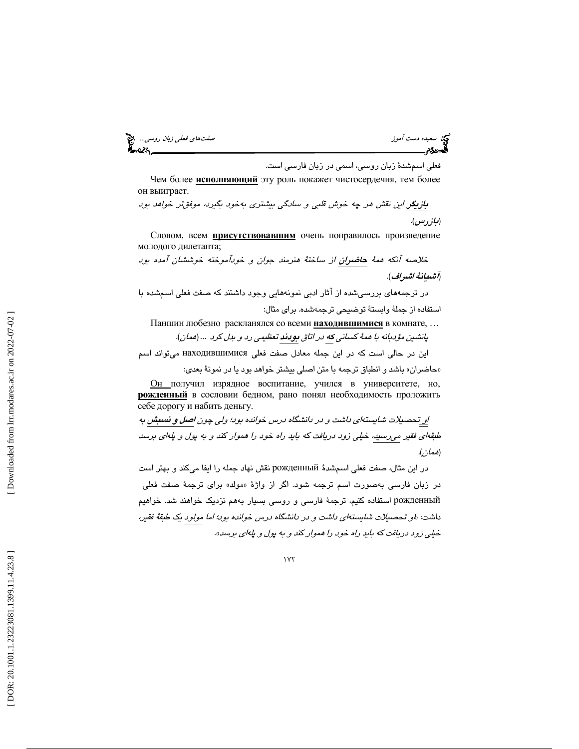فعلی اسم‌شدۀ زبان روسی، اسمی در زبان فارسی است.

Чем более **исполняющий** эту роль покажет чистосердечия, тем более он выиграет.

*__بازیگر__ این نقش هر چه خوش قلبی و سادگی بیشتری به‌خود بگیرد، موفق‌تر خواهد بود* (***بازرس***).

Словом, всем **присутствовавшим** очень понравилось произведение молодого дилетанта;

*خلاصه آنکه همۀ __حاضران__ از ساختۀ هنرمند جوان و خودآموخته خوششان آمده بود* (***آشیانۀ اشراف***).

در ترجمه‌های بررسی‌شده از آثار ادبی نمونه‌هایی وجود داشتند که صفت فعلی اسم‌شده با استفاده از جملۀ وابستۀ توضیحی ترجمه‌شده. برای مثال:

Паншин любезно раскланялся со всеми **находившимися** в комнате, …

*پانشین مؤدبانه با همۀ کسانی **که** در اتاق __بودند__ تعظیمی رد و بدل کرد ...(همان).*

این در حالی است که در این جمله معادل صفت فعلی находившимися می‌تواند اسم «حاضران» باشد و انطباق ترجمه با متن اصلی بیشتر خواهد بود یا در نمونۀ بعدی:

Он получил изрядное воспитание, учился в университете, но, **рожденный** в сословии бедном, рано понял необходимость проложить себе дорогу и набить деньгу.

*او تحصیلات شایسته‌ای داشت و در دانشگاه درس خوانده بود؛ ولی چون __اصل و نسبش__ به طبقه‌ای فقیر می‌رسید، خیلی زود دریافت که باید راه خود را هموار کند و به پول و پله‌ای برسد* (همان).

در این مثال، صفت فعلی اسم‌شدۀ рожденный نقش نهاد جمله را ایفا می‌کند و بهتر است در زبان فارسی به‌صورت اسم ترجمه شود. اگر از واژۀ «مولد» برای ترجمۀ صفت فعلی рожденный استفاده کنیم، ترجمۀ فارسی و روسی بسیار به‌هم نزدیک خواهند شد. خواهیم داشت: «*او تحصیلات شایسته‌ای داشت و در دانشگاه درس خوانده بود؛ اما مولود یک طبقۀ فقیر، خیلی زود دریافت که باید راه خود را هموار کند و به پول و پله‌ای برسد*».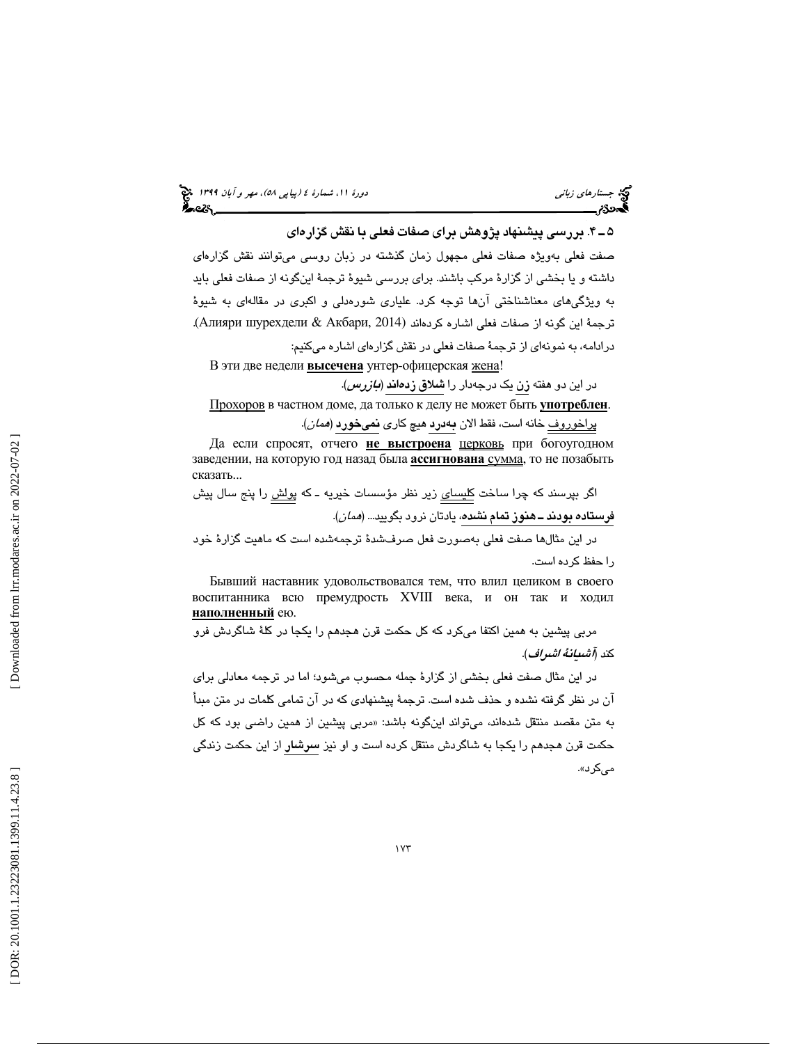### ۵ ـ ۴. بررسی پیشنهاد پژوهش برای صفات فعلی با نقش گزاره‌ای

صفت فعلی به‌ویژه صفات فعلی مجهول زمان گذشته در زبان روسی می‌توانند نقش گزاره‌ای داشته و یا بخشی از گزارهٔ مرکب باشند. برای بررسی شیوهٔ ترجمهٔ این‌گونه از صفات فعلی باید به ویژگی‌های معناشناختی آن‌ها توجه کرد. علیاری شوره‌دلی و اکبری در مقاله‌ای به شیوهٔ ترجمهٔ این گونه از صفات فعلی اشاره کرده‌اند (Алияри шурехдели & Акбари, 2014).

درادامه، به نمونه‌ای از ترجمهٔ صفات فعلی در نقش گزاره‌ای اشاره می‌کنیم:

В эти две недели **высечена** унтер-офицерская жена!

در این دو هفته زن یک درجه‌دار را **شلاق زده‌اند** (*بازرس*).

Прохоров в частном доме, да только к делу не может быть **употреблен**.

پراخوروف خانه است، فقط الان **به‌درد** هیچ کاری **نمی‌خورد** (*همان*).

Да если спросят, отчего **не выстроена** церковь при богоугодном заведении, на которую год назад была **ассигнована** сумма, то не позабыть сказать...

اگر بپرسند که چرا ساخت کلیسای زیر نظر مؤسسات خیریه ـ که پولش را پنج سال پیش **فرستاده بودند ـ هنوز تمام نشده**، یادتان نرود بگویید... (*همان*).

در این مثال‌ها صفت فعلی به‌صورت فعل صرف‌شدهٔ ترجمه‌شده است که ماهیت گزارهٔ خود را حفظ کرده است.

Бывший наставник удовольствовался тем, что влил целиком в своего воспитанника всю премудрость XVIII века, и он так и ходил **наполненный** ею.

مربی پیشین به همین اکتفا می‌کرد که کل حکمت قرن هجدهم را یکجا در کلهٔ شاگردش فرو کند (*آشیانهٔ اشراف*).

در این مثال صفت فعلی بخشی از گزارهٔ جمله محسوب می‌شود؛ اما در ترجمه معادلی برای آن در نظر گرفته نشده و حذف شده است. ترجمهٔ پیشنهادی که در آن تمامی کلمات در متن مبدأ به متن مقصد منتقل شده‌اند، می‌تواند این‌گونه باشد: «مربی پیشین از همین راضی بود که کل حکمت قرن هجدهم را یکجا به شاگردش منتقل کرده است و او نیز **سرشار** از این حکمت زندگی می‌کرد».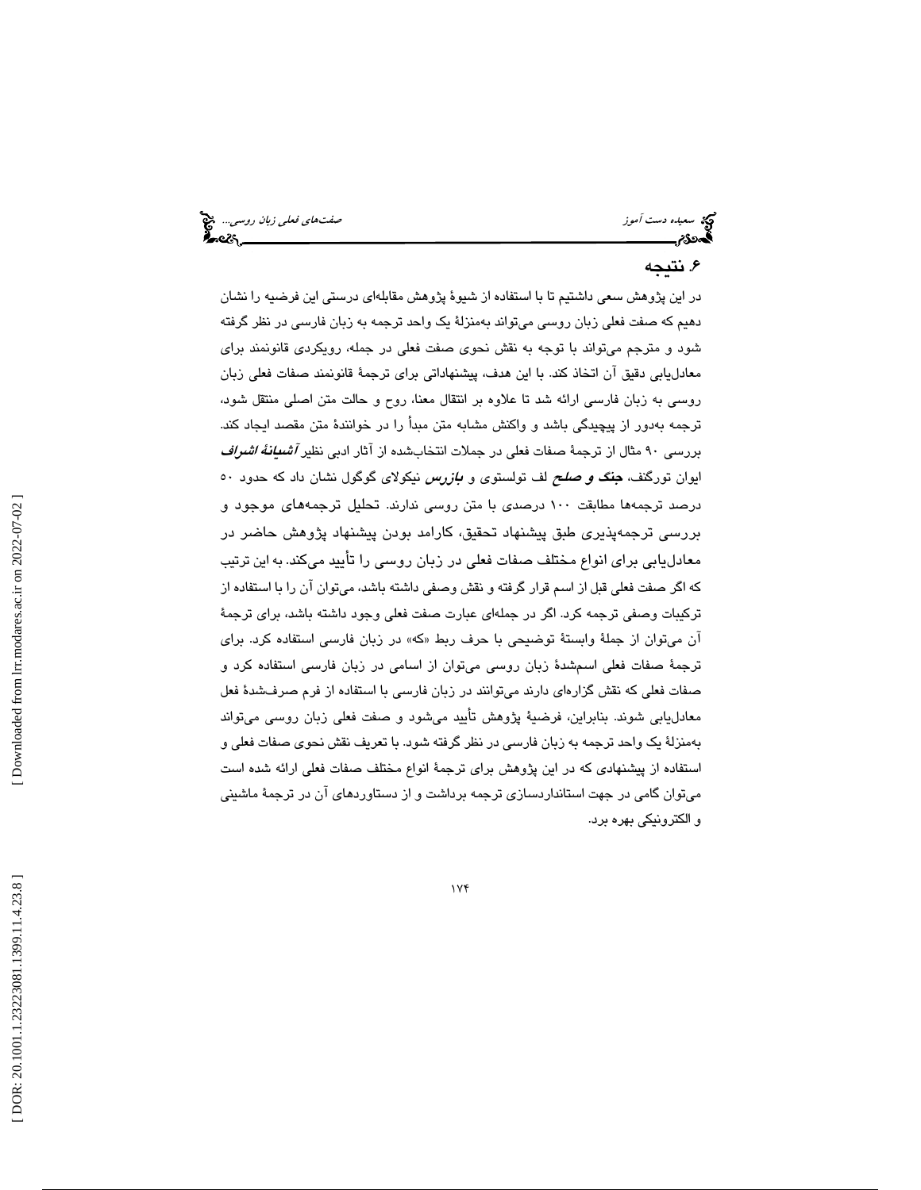## ۶. نتیجه

در این پژوهش سعی داشتیم تا با استفاده از شیوهٔ پژوهش مقابله‌ای درستی این فرضیه را نشان دهیم که صفت فعلی زبان روسی می‌تواند به‌منزلهٔ یک واحد ترجمه به زبان فارسی در نظر گرفته شود و مترجم می‌تواند با توجه به نقش نحوی صفت فعلی در جمله، رویکردی قانونمند برای معادل‌یابی دقیق آن اتخاذ کند. با این هدف، پیشنهاداتی برای ترجمهٔ قانونمند صفات فعلی زبان روسی به زبان فارسی ارائه شد تا علاوه بر انتقال معنا، روح و حالت متن اصلی منتقل شود، ترجمه به‌دور از پیچیدگی باشد و واکنش مشابه متن مبدأ را در خوانندهٔ متن مقصد ایجاد کند. بررسی ۹۰ مثال از ترجمهٔ صفات فعلی در جملات انتخاب‌شده از آثار ادبی نظیر ***آشیانهٔ اشراف*** ایوان تورگنف، ***جنگ و صلح*** لف تولستوی و ***بازرس*** نیکولای گوگول نشان داد که حدود ۵۰ درصد ترجمه‌ها مطابقت ۱۰۰ درصدی با متن روسی ندارند. تحلیل ترجمه‌های موجود و بررسی ترجمه‌پذیری طبق پیشنهاد تحقیق، کارامد بودن پیشنهاد پژوهش حاضر در معادل‌یابی برای انواع مختلف صفات فعلی در زبان روسی را تأیید می‌کند. به این ترتیب که اگر صفت فعلی قبل از اسم قرار گرفته و نقش وصفی داشته باشد، می‌توان آن را با استفاده از ترکیبات وصفی ترجمه کرد. اگر در جمله‌ای عبارت صفت فعلی وجود داشته باشد، برای ترجمهٔ آن می‌توان از جملهٔ وابستهٔ توضیحی با حرف ربط «که» در زبان فارسی استفاده کرد. برای ترجمهٔ صفات فعلی اسم‌شدهٔ زبان روسی می‌توان از اسامی در زبان فارسی استفاده کرد و صفات فعلی که نقش گزاره‌ای دارند می‌توانند در زبان فارسی با استفاده از فرم صرف‌شدهٔ فعل معادل‌یابی شوند. بنابراین، فرضیهٔ پژوهش تأیید می‌شود و صفت فعلی زبان روسی می‌تواند به‌منزلهٔ یک واحد ترجمه به زبان فارسی در نظر گرفته شود. با تعریف نقش نحوی صفات فعلی و استفاده از پیشنهادی که در این پژوهش برای ترجمهٔ انواع مختلف صفات فعلی ارائه شده است می‌توان گامی در جهت استانداردسازی ترجمه برداشت و از دستاوردهای آن در ترجمهٔ ماشینی و الکترونیکی بهره برد.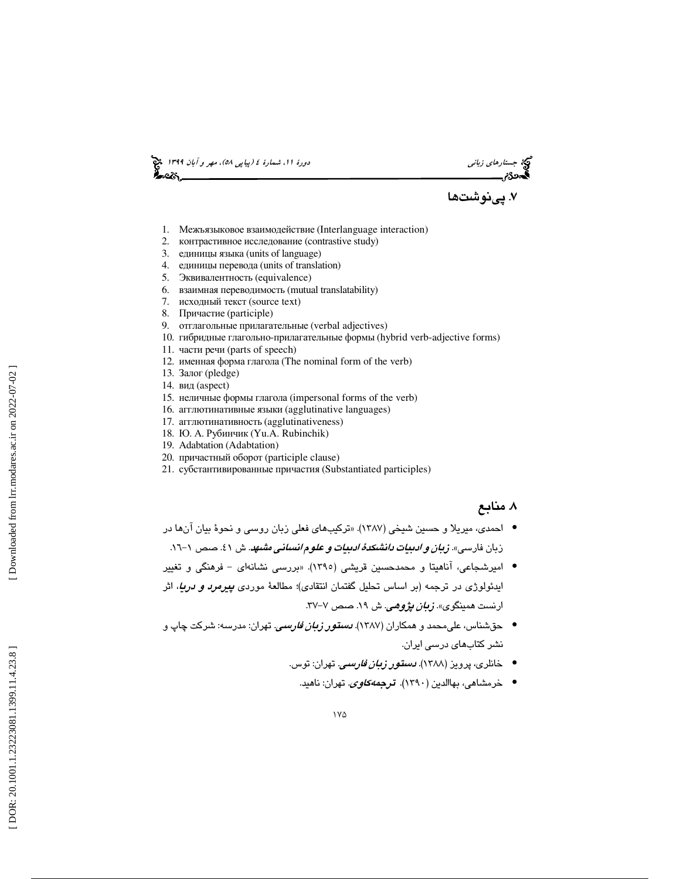## ۷. پی‌نوشت‌ها

1. Межъязыковое взаимодействие (Interlanguage interaction)
2. контрастивное исследование (contrastive study)
3. единицы языка (units of language)
4. единицы перевода (units of translation)
5. Эквивалентность (equivalence)
6. взаимная переводимость (mutual translatability)
7. исходный текст (source text)
8. Причастие (participle)
9. отглагольные прилагательные (verbal adjectives)
10. гибридные глагольно-прилагательные формы (hybrid verb-adjective forms)
11. части речи (parts of speech)
12. именная форма глагола (The nominal form of the verb)
13. Залог (pledge)
14. вид (aspect)
15. неличные формы глагола (impersonal forms of the verb)
16. агглютинативные языки (agglutinative languages)
17. агглютинативность (agglutinativeness)
18. Ю. А. Рубинчик (Yu.A. Rubinchik)
19. Adabtation (Adabtation)
20. причастный оборот (participle clause)
21. субстантивированные причастия (Substantiated participles)

## ۸ منابع

- احمدی، میریلا و حسین شیخی (۱۳۸۷). «ترکیب‌های فعلی زبان روسی و نحوهٔ بیان آن‌ها در زبان فارسی». ***زبان و ادبیات دانشکدهٔ ادبیات و علوم انسانی مشهد***. ش ٤١. صص ١-١٦.
- امیرشجاعی، آناهیتا و محمدحسین قریشی (۱۳۹۵). «بررسی نشانه‌ای - فرهنگی و تغییر ایدئولوژی در ترجمه (بر اساس تحلیل گفتمان انتقادی)؛ مطالعهٔ موردی ***پیرمرد و دریا***، اثر ارنست همینگوی». ***زبان پژوهی***. ش ۱۹. صص ۷-۳۷.
- حق‌شناس، علی‌محمد و همکاران (۱۳۸۷). ***دستور زبان فارسی***. تهران: مدرسه: شرکت چاپ و نشر کتاب‌های درسی ایران.
- خانلری، پرویز (۱۳۸۸). ***دستور زبان فارسی***. تهران: توس.
- خرمشاهی، بهاالدین (۱۳۹۰). ***ترجمه‌کاوی***. تهران: ناهید.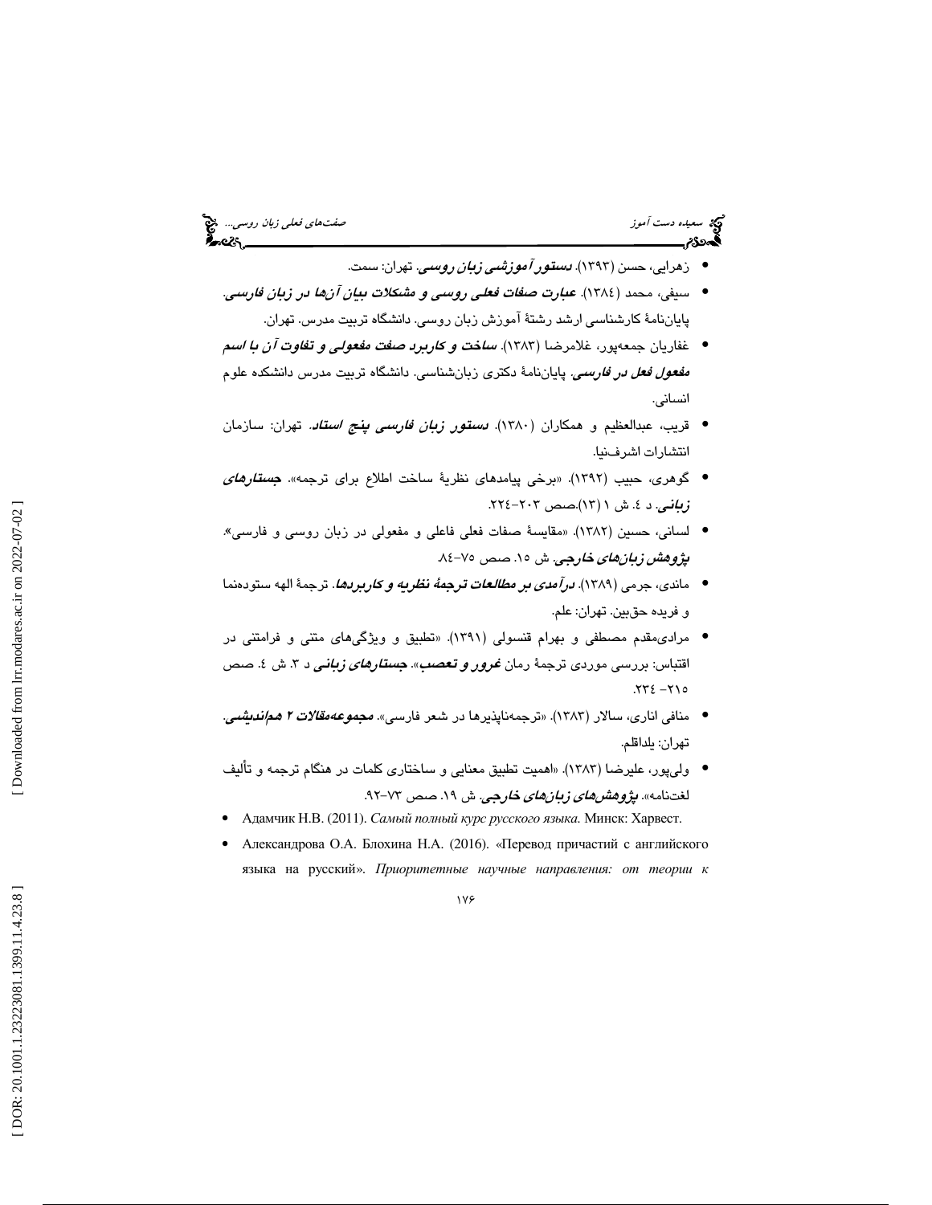- زهرایی، حسن (۱۳۹۳). ***دستور آموزشی زبان روسی***. تهران: سمت.
- سیفی، محمد (۱۳۸٤). ***عبارت صفات فعلی روسی و مشکلات بیان آن‌ها در زبان فارسی***. پایان‌نامهٔ کارشناسی ارشد رشتهٔ آموزش زبان روسی. دانشگاه تربیت مدرس. تهران.
- غفاریان جمعه‌پور، غلامرضا (۱۳۸۳). ***ساخت و کاربرد صفت مفعولی و تفاوت آن با اسم مفعول فعل در فارسی***. پایان‌نامهٔ دکتری زبان‌شناسی. دانشگاه تربیت مدرس دانشکده علوم انسانی.
- قریب، عبدالعظیم و همکاران (۱۳۸۰). ***دستور زبان فارسی پنج استاد***. تهران: سازمان انتشارات اشرف‌نیا.
- گوهری، حبیب (۱۳۹۲). «برخی پیامدهای نظریهٔ ساخت اطلاع برای ترجمه». ***جستارهای زبانی***. د ٤. ش ۱ (۱۳).صص ۲۰۳–۲۲٤.
- لسانی، حسین (۱۳۸۲). «مقایسهٔ صفات فعلی فاعلی و مفعولی در زبان روسی و فارسی». ***پژوهش زبان‌های خارجی***. ش ۱۵. صص ۷۵–۸٤.
- ماندی، جرمی (۱۳۸۹). ***درآمدی بر مطالعات ترجمهٔ نظریه و کاربردها***. ترجمهٔ الهه ستوده‌نما و فریده حق‌بین. تهران: علم.
- مرادی‌مقدم مصطفی و بهرام قنسولی (۱۳۹۱). «تطبیق و ویژگی‌های متنی و فرامتنی در اقتباس: بررسی موردی ترجمهٔ رمان ***غرور و تعصب***». ***جستارهای زبانی*** د ۳. ش ٤. صص ۲۱۵– ۲۳٤.
- منافی اناری، سالار (۱۳۸۳). «ترجمه‌ناپذیرها در شعر فارسی». ***مجموعه‌مقالات ۲ هم‌اندیشی***. تهران: یلداقلم.
- ولی‌پور، علیرضا (۱۳۸۳). «اهمیت تطبیق معنایی و ساختاری کلمات در هنگام ترجمه و تألیف لغت‌نامه». ***پژوهش‌های زبان‌های خارجی***. ش ۱۹. صص ۷۳–۹۲.
- Адамчик Н.В. (2011). *Самый полный курс русского языка.* Минск: Харвест.
- Александрова О.А. Блохина Н.А. (2016). «Перевод причастий с английского языка на русский». *Приоритетные научные направления: от теории к*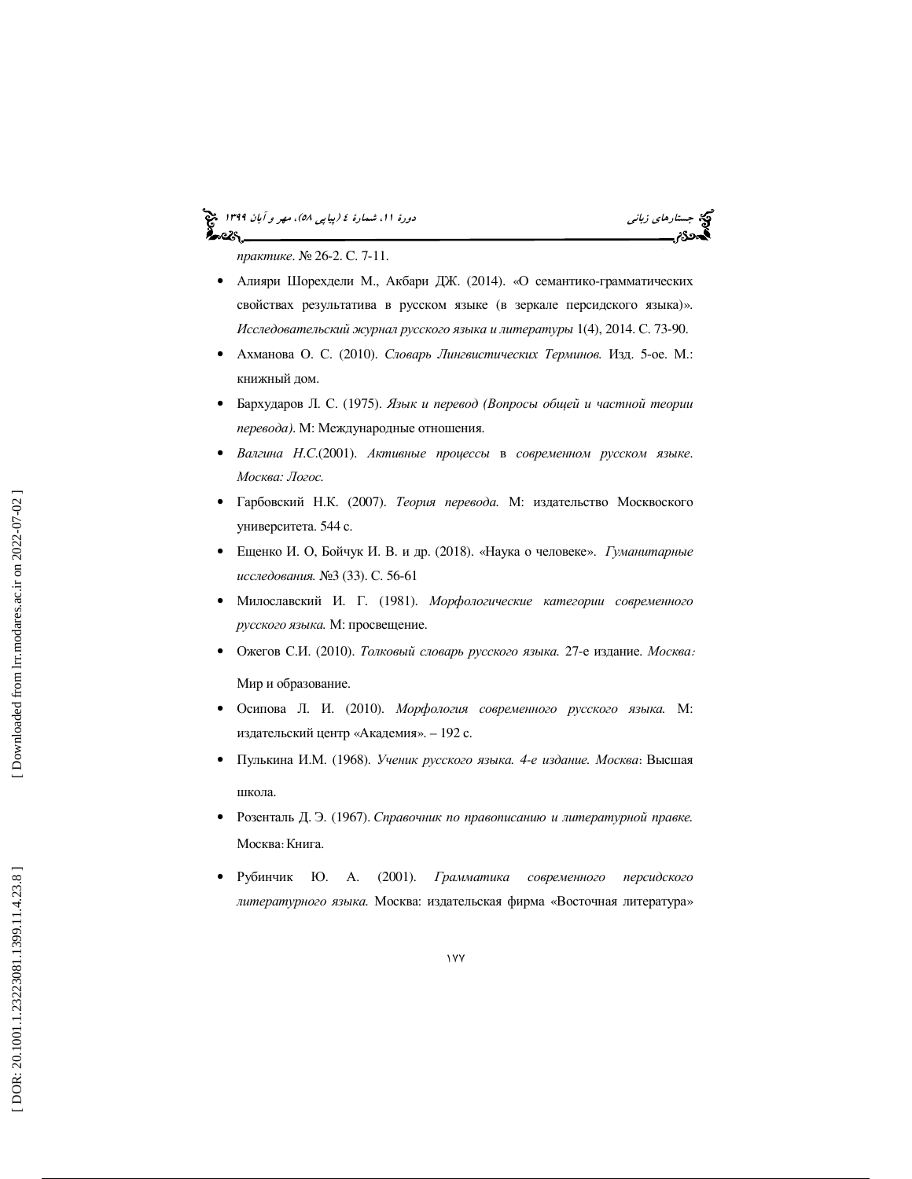*практике*. № 26-2. С. 7-11.

- Алияри Шорехдели М., Акбари ДЖ. (2014). «О семантико-грамматических свойствах результатива в русском языке (в зеркале персидского языка)». *Исследовательский журнал русского языка и литературы* 1(4), 2014. С. 73-90.
- Ахманова О. С. (2010). *Словарь Лингвистических Терминов.* Изд. 5-ое. М.: книжный дом.
- Бархударов Л. С. (1975). *Язык и перевод (Вопросы общей и частной теории перевода)*. М: Международные отношения.
- *Валгина Н.С.*(2001). *Активные процессы* в *современном русском языке*. *Москва: Логос.*
- Гарбовский Н.К. (2007). *Теория перевода.* М: издательство Московского университета. 544 с.
- Ещенко И. О, Бойчук И. В. и др. (2018). «Наука о человеке». *Гуманитарные исследования.* №3 (33). С. 56-61
- Милославский И. Г. (1981). *Морфологические категории современного русского языка.* М: просвещение.
- Ожегов С.И. (2010). *Толковый словарь русского языка.* 27-е издание. *Москва:* Мир и образование.
- Осипова Л. И. (2010). *Морфология современного русского языка.* М: издательский центр «Академия». – 192 с.
- Пулькина И.М. (1968). *Ученик русского языка. 4-е издание. Москва*: Высшая школа.
- Розенталь Д. Э. (1967). *Справочник по правописанию и литературной правке.* Москва: Книга.
- Рубинчик Ю. А. (2001). *Грамматика современного персидского литературного языка.* Москва: издательская фирма «Восточная литература»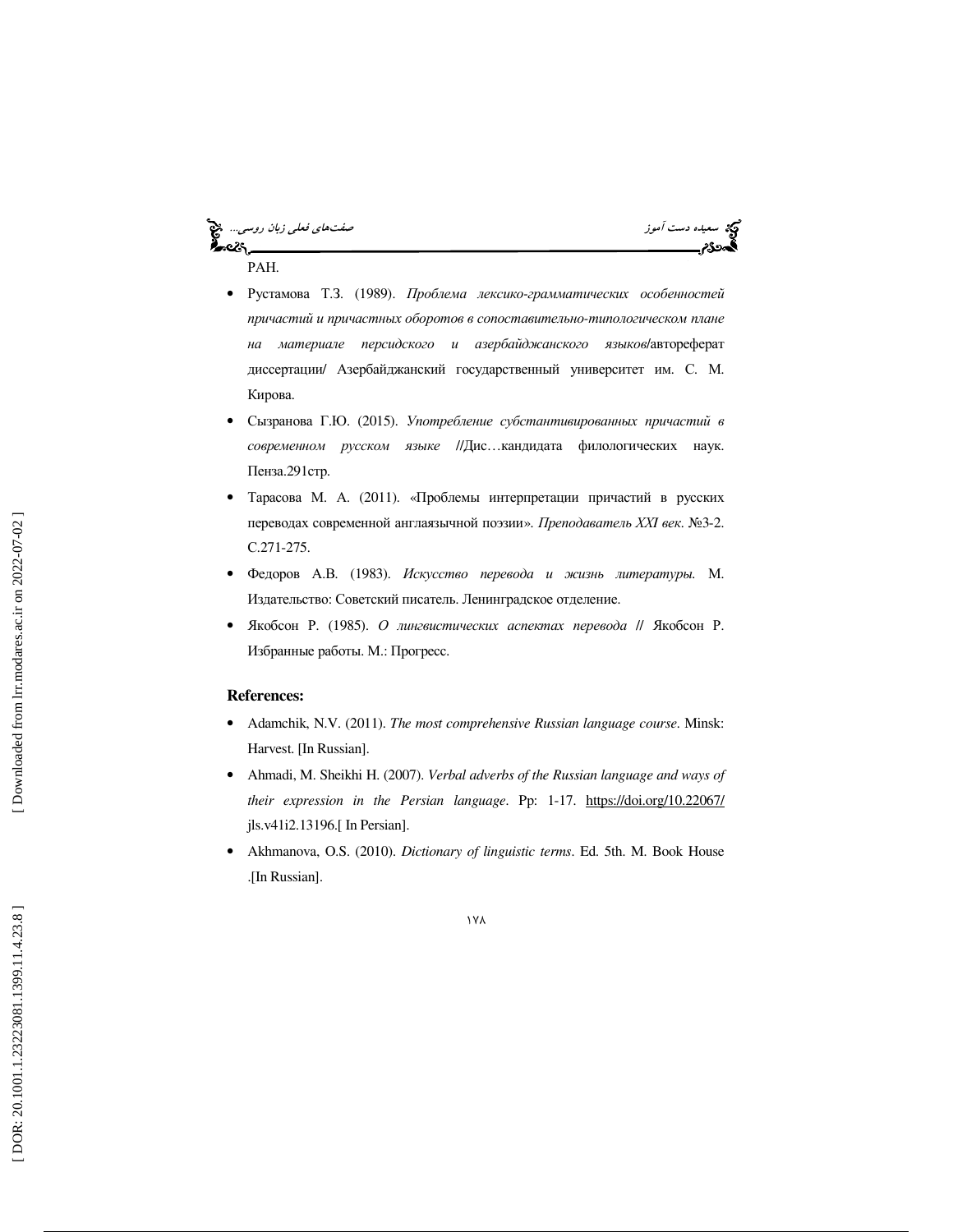РАН.

- Рустамова Т.З. (1989). *Проблема лексико-грамматических особенностей причастий и причастных оборотов в сопоставительно-типологическом плане на материале персидского и азербайджанского языков*/автореферат диссертации/ Азербайджанский государственный университет им. С. М. Кирова.
- Сызранова Г.Ю. (2015). *Употребление субстантивированных причастий в современном русском языке* //Дис…кандидата филологических наук. Пенза.291стр.
- Тарасова М. А. (2011). «Проблемы интерпретации причастий в русских переводах современной англаязычной поэзии». *Преподаватель XXI век*. №3-2. С.271-275.
- Федоров А.В. (1983). *Искусство перевода и жизнь литературы.* М. Издательство: Советский писатель. Ленинградское отделение.
- Якобсон Р. (1985). *О лингвистических аспектах перевода* // Якобсон Р. Избранные работы. М.: Прогресс.

**References:**

- Adamchik, N.V. (2011). *The most comprehensive Russian language course*. Minsk: Harvest. [In Russian].
- Ahmadi, M. Sheikhi H. (2007). *Verbal adverbs of the Russian language and ways of their expression in the Persian language*. Pp: 1-17. https://doi.org/10.22067/jls.v41i2.13196.[ In Persian].
- Akhmanova, O.S. (2010). *Dictionary of linguistic terms*. Ed. 5th. M. Book House .[In Russian].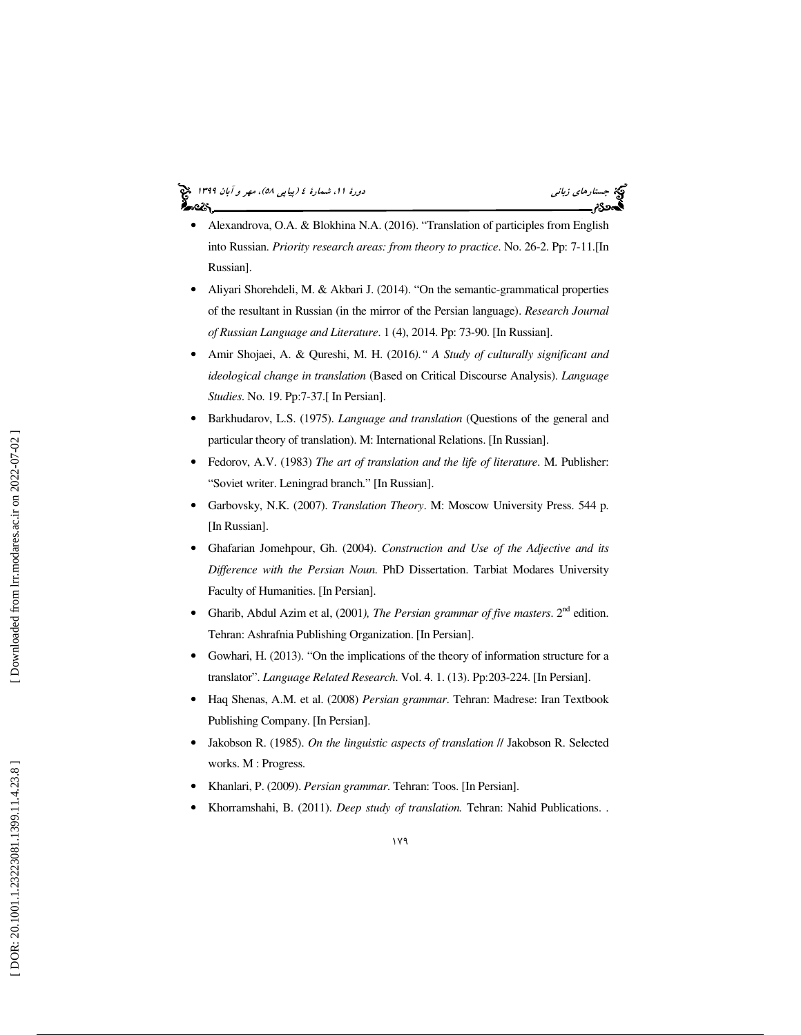- Alexandrova, O.A. & Blokhina N.A. (2016). "Translation of participles from English into Russian. *Priority research areas: from theory to practice*. No. 26-2. Pp: 7-11.[In Russian].
- Aliyari Shorehdeli, M. & Akbari J. (2014). "On the semantic-grammatical properties of the resultant in Russian (in the mirror of the Persian language). *Research Journal of Russian Language and Literature*. 1 (4), 2014. Pp: 73-90. [In Russian].
- Amir Shojaei, A. & Qureshi, M. H. (2016*)." A Study of culturally significant and ideological change in translation* (Based on Critical Discourse Analysis). *Language Studies*. No. 19. Pp:7-37.[ In Persian].
- Barkhudarov, L.S. (1975). *Language and translation* (Questions of the general and particular theory of translation). M: International Relations. [In Russian].
- Fedorov, A.V. (1983) *The art of translation and the life of literature*. M. Publisher: "Soviet writer. Leningrad branch." [In Russian].
- Garbovsky, N.K. (2007). *Translation Theory*. M: Moscow University Press. 544 p. [In Russian].
- Ghafarian Jomehpour, Gh. (2004). *Construction and Use of the Adjective and its Difference with the Persian Noun*. PhD Dissertation. Tarbiat Modares University Faculty of Humanities. [In Persian].
- Gharib, Abdul Azim et al, (2001*), The Persian grammar of five masters*. 2nd edition. Tehran: Ashrafnia Publishing Organization. [In Persian].
- Gowhari, H. (2013). "On the implications of the theory of information structure for a translator". *Language Related Research*. Vol. 4. 1. (13). Pp:203-224. [In Persian].
- Haq Shenas, A.M. et al. (2008) *Persian grammar*. Tehran: Madrese: Iran Textbook Publishing Company. [In Persian].
- Jakobson R. (1985). *On the linguistic aspects of translation* // Jakobson R. Selected works. M : Progress.
- Khanlari, P. (2009). *Persian grammar*. Tehran: Toos. [In Persian].
- Khorramshahi, B. (2011). *Deep study of translation.* Tehran: Nahid Publications. .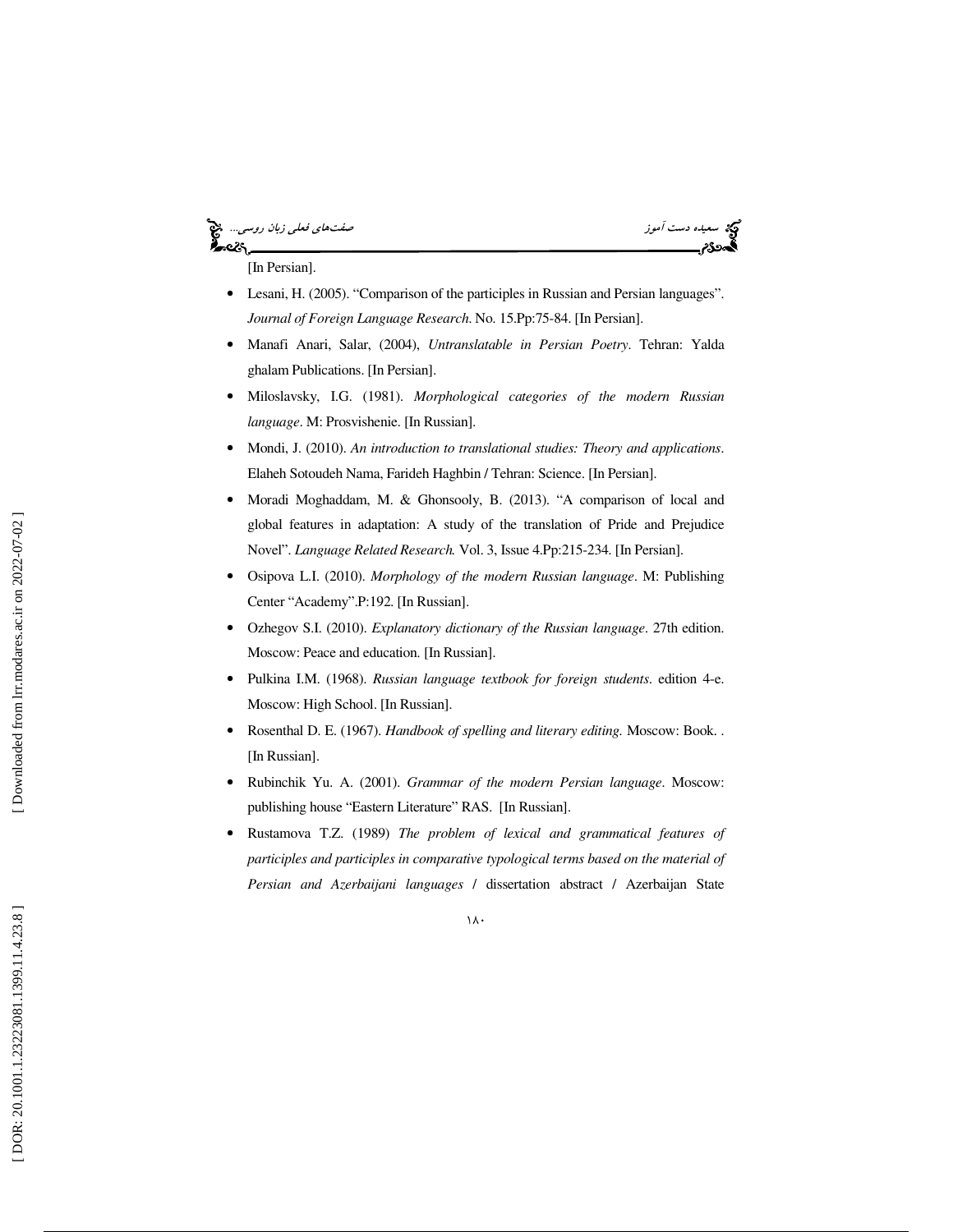[In Persian].

- Lesani, H. (2005). "Comparison of the participles in Russian and Persian languages". *Journal of Foreign Language Research*. No. 15.Pp:75-84. [In Persian].
- Manafi Anari, Salar, (2004), *Untranslatable in Persian Poetry*. Tehran: Yalda ghalam Publications. [In Persian].
- Miloslavsky, I.G. (1981). *Morphological categories of the modern Russian language*. M: Prosvishenie. [In Russian].
- Mondi, J. (2010). *An introduction to translational studies: Theory and applications*. Elaheh Sotoudeh Nama, Farideh Haghbin / Tehran: Science. [In Persian].
- Moradi Moghaddam, M. & Ghonsooly, B. (2013). "A comparison of local and global features in adaptation: A study of the translation of Pride and Prejudice Novel". *Language Related Research.* Vol. 3, Issue 4.Pp:215-234. [In Persian].
- Osipova L.I. (2010). *Morphology of the modern Russian language*. M: Publishing Center "Academy".P:192. [In Russian].
- Ozhegov S.I. (2010). *Explanatory dictionary of the Russian language*. 27th edition. Moscow: Peace and education. [In Russian].
- Pulkina I.M. (1968). *Russian language textbook for foreign students*. edition 4-e. Moscow: High School. [In Russian].
- Rosenthal D. E. (1967). *Handbook of spelling and literary editing.* Moscow: Book. . [In Russian].
- Rubinchik Yu. A. (2001). *Grammar of the modern Persian language*. Moscow: publishing house "Eastern Literature" RAS. [In Russian].
- Rustamova T.Z. (1989) *The problem of lexical and grammatical features of participles and participles in comparative typological terms based on the material of Persian and Azerbaijani languages* / dissertation abstract / Azerbaijan State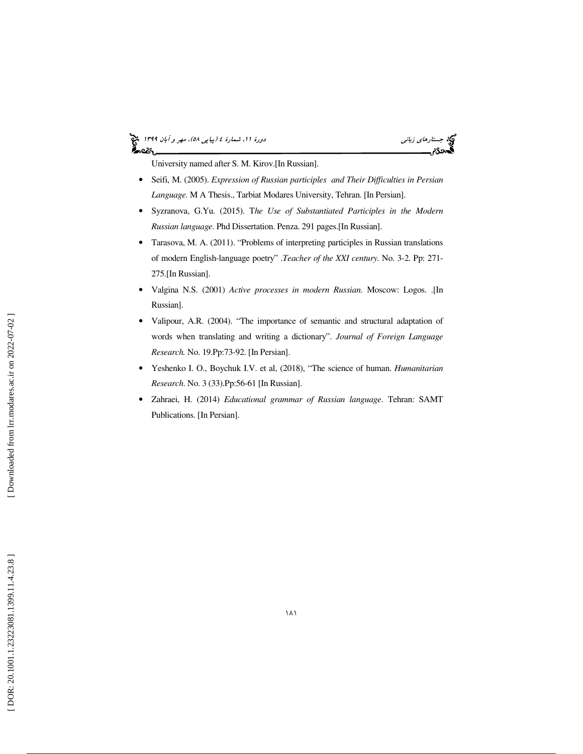University named after S. M. Kirov.[In Russian].

- Seifi, M. (2005). *Expression of Russian participles and Their Difficulties in Persian Language.* M A Thesis., Tarbiat Modares University, Tehran. [In Persian].
- Syzranova, G.Yu. (2015). T*he Use of Substantiated Participles in the Modern Russian language*. Phd Dissertation. Penza. 291 pages.[In Russian].
- Tarasova, M. A. (2011). "Problems of interpreting participles in Russian translations of modern English-language poetry" .*Teacher of the XXI century.* No. 3-2. Pp: 271-275.[In Russian].
- Valgina N.S. (2001) *Active processes in modern Russian.* Moscow: Logos. .[In Russian].
- Valipour, A.R. (2004). "The importance of semantic and structural adaptation of words when translating and writing a dictionary". *Journal of Foreign Language Research.* No. 19.Pp:73-92. [In Persian].
- Yeshenko I. O., Boychuk I.V. et al, (2018), "The science of human. *Humanitarian Research*. No. 3 (33).Pp:56-61 [In Russian].
- Zahraei, H. (2014) *Educational grammar of Russian language*. Tehran: SAMT Publications. [In Persian].